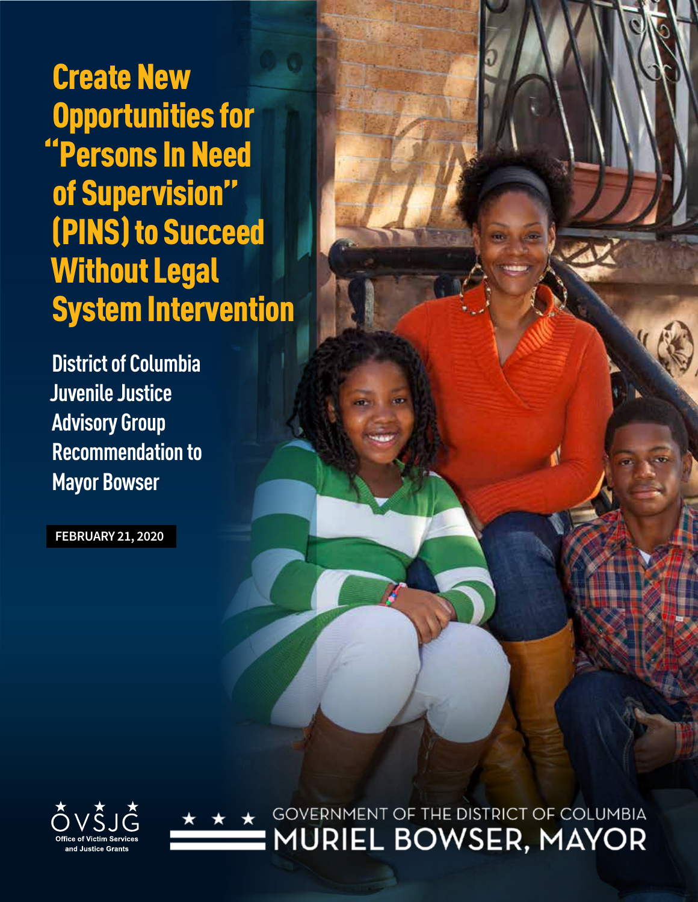# Create New Opportunities for "Persons In Need of Supervision" (PINS) to Succeed Without Legal System Intervention

District of Columbia Juvenile Justice Advisory Group Recommendation to Mayor Bowser

**FEBRUARY 21, 2020**

OVSJG
Office of Victim Services and Justice Grants

GOVERNMENT OF THE DISTRICT OF COLUMBIA
MURIEL BOWSER, MAYOR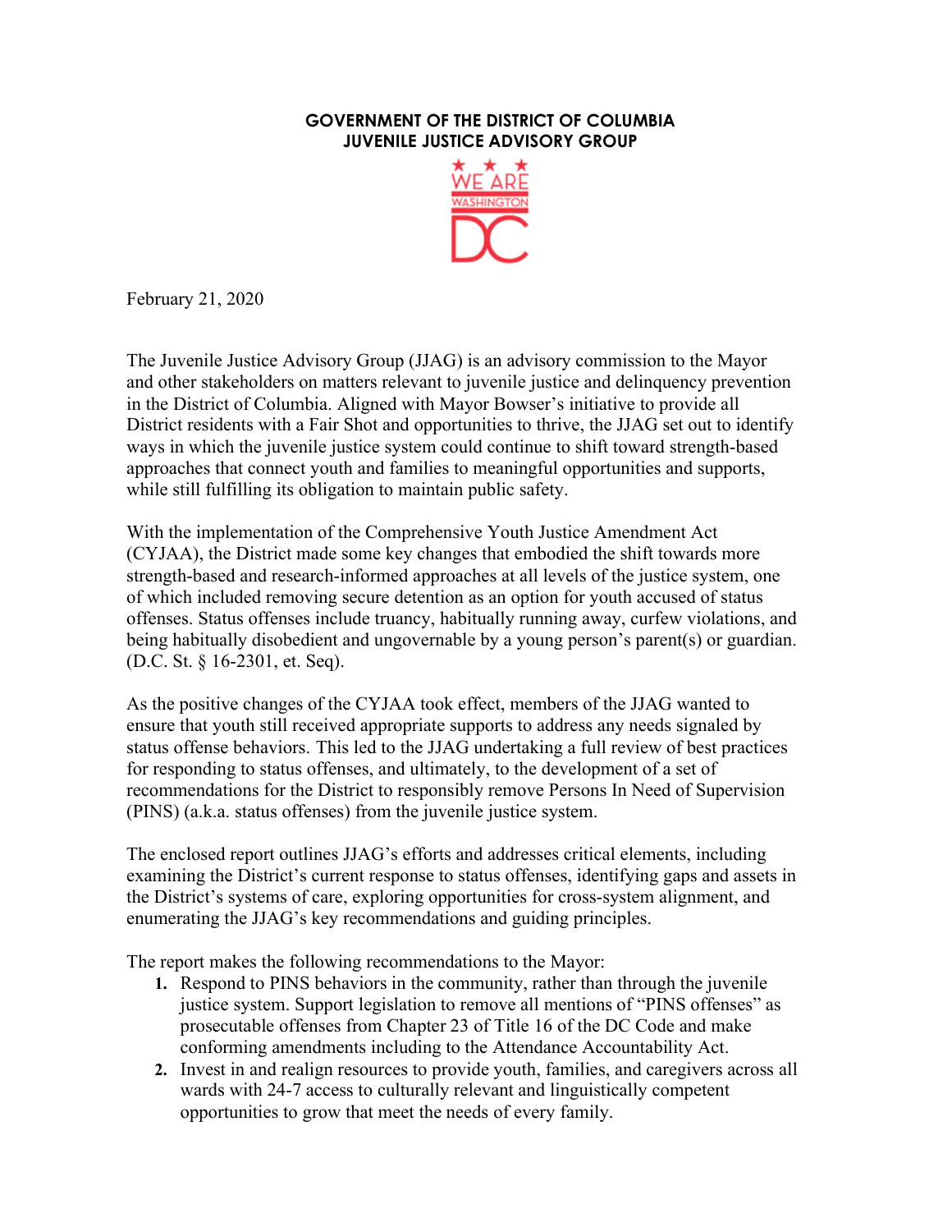**GOVERNMENT OF THE DISTRICT OF COLUMBIA**
**JUVENILE JUSTICE ADVISORY GROUP**

February 21, 2020

The Juvenile Justice Advisory Group (JJAG) is an advisory commission to the Mayor and other stakeholders on matters relevant to juvenile justice and delinquency prevention in the District of Columbia. Aligned with Mayor Bowser's initiative to provide all District residents with a Fair Shot and opportunities to thrive, the JJAG set out to identify ways in which the juvenile justice system could continue to shift toward strength-based approaches that connect youth and families to meaningful opportunities and supports, while still fulfilling its obligation to maintain public safety.

With the implementation of the Comprehensive Youth Justice Amendment Act (CYJAA), the District made some key changes that embodied the shift towards more strength-based and research-informed approaches at all levels of the justice system, one of which included removing secure detention as an option for youth accused of status offenses. Status offenses include truancy, habitually running away, curfew violations, and being habitually disobedient and ungovernable by a young person's parent(s) or guardian. (D.C. St. § 16-2301, et. Seq).

As the positive changes of the CYJAA took effect, members of the JJAG wanted to ensure that youth still received appropriate supports to address any needs signaled by status offense behaviors. This led to the JJAG undertaking a full review of best practices for responding to status offenses, and ultimately, to the development of a set of recommendations for the District to responsibly remove Persons In Need of Supervision (PINS) (a.k.a. status offenses) from the juvenile justice system.

The enclosed report outlines JJAG's efforts and addresses critical elements, including examining the District's current response to status offenses, identifying gaps and assets in the District's systems of care, exploring opportunities for cross-system alignment, and enumerating the JJAG's key recommendations and guiding principles.

The report makes the following recommendations to the Mayor:

1. Respond to PINS behaviors in the community, rather than through the juvenile justice system. Support legislation to remove all mentions of "PINS offenses" as prosecutable offenses from Chapter 23 of Title 16 of the DC Code and make conforming amendments including to the Attendance Accountability Act.
2. Invest in and realign resources to provide youth, families, and caregivers across all wards with 24-7 access to culturally relevant and linguistically competent opportunities to grow that meet the needs of every family.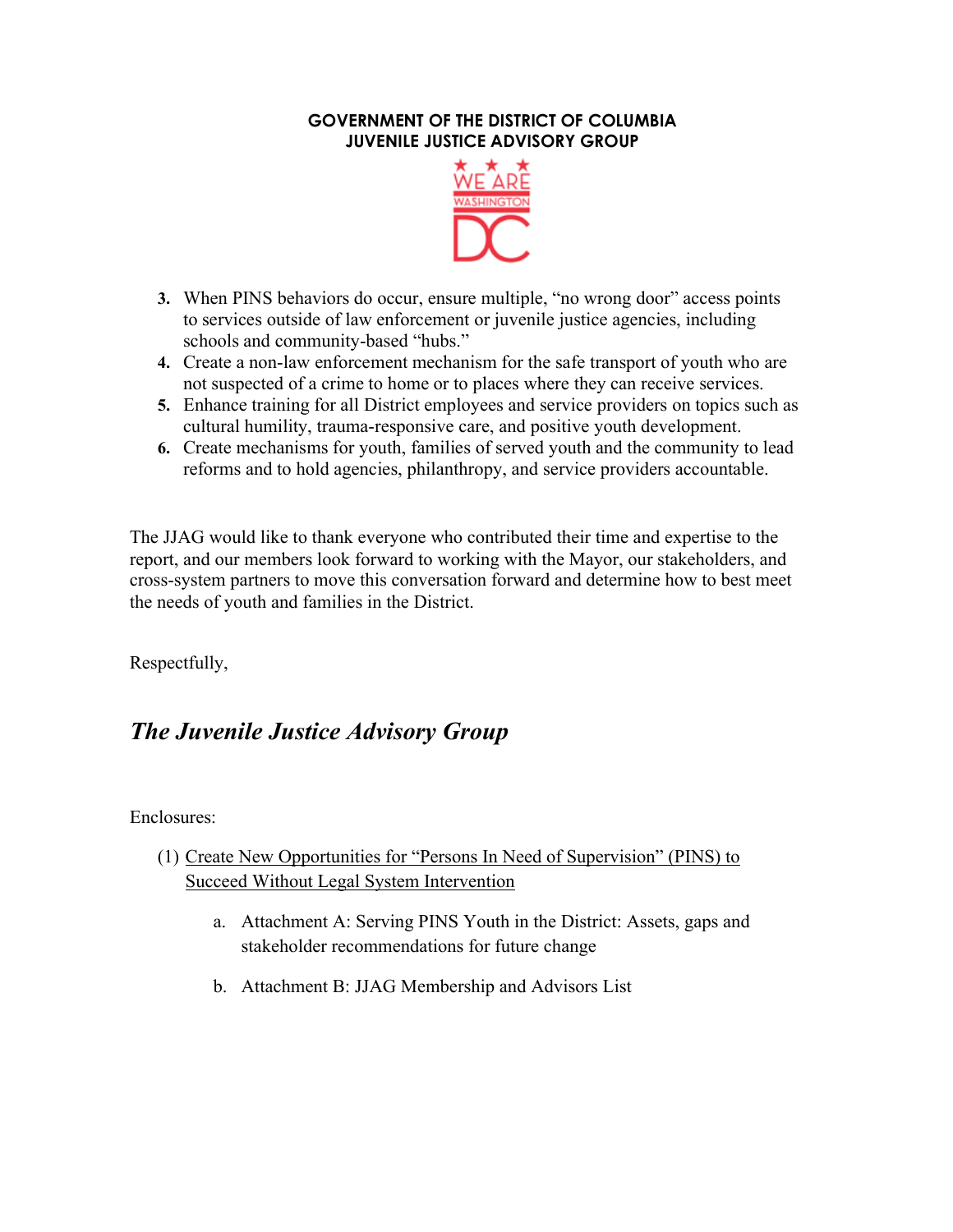**GOVERNMENT OF THE DISTRICT OF COLUMBIA**
**JUVENILE JUSTICE ADVISORY GROUP**

3. When PINS behaviors do occur, ensure multiple, "no wrong door" access points to services outside of law enforcement or juvenile justice agencies, including schools and community-based "hubs."
4. Create a non-law enforcement mechanism for the safe transport of youth who are not suspected of a crime to home or to places where they can receive services.
5. Enhance training for all District employees and service providers on topics such as cultural humility, trauma-responsive care, and positive youth development.
6. Create mechanisms for youth, families of served youth and the community to lead reforms and to hold agencies, philanthropy, and service providers accountable.

The JJAG would like to thank everyone who contributed their time and expertise to the report, and our members look forward to working with the Mayor, our stakeholders, and cross-system partners to move this conversation forward and determine how to best meet the needs of youth and families in the District.

Respectfully,

***The Juvenile Justice Advisory Group***

Enclosures:

(1) Create New Opportunities for "Persons In Need of Supervision" (PINS) to Succeed Without Legal System Intervention

   a. Attachment A: Serving PINS Youth in the District: Assets, gaps and stakeholder recommendations for future change

   b. Attachment B: JJAG Membership and Advisors List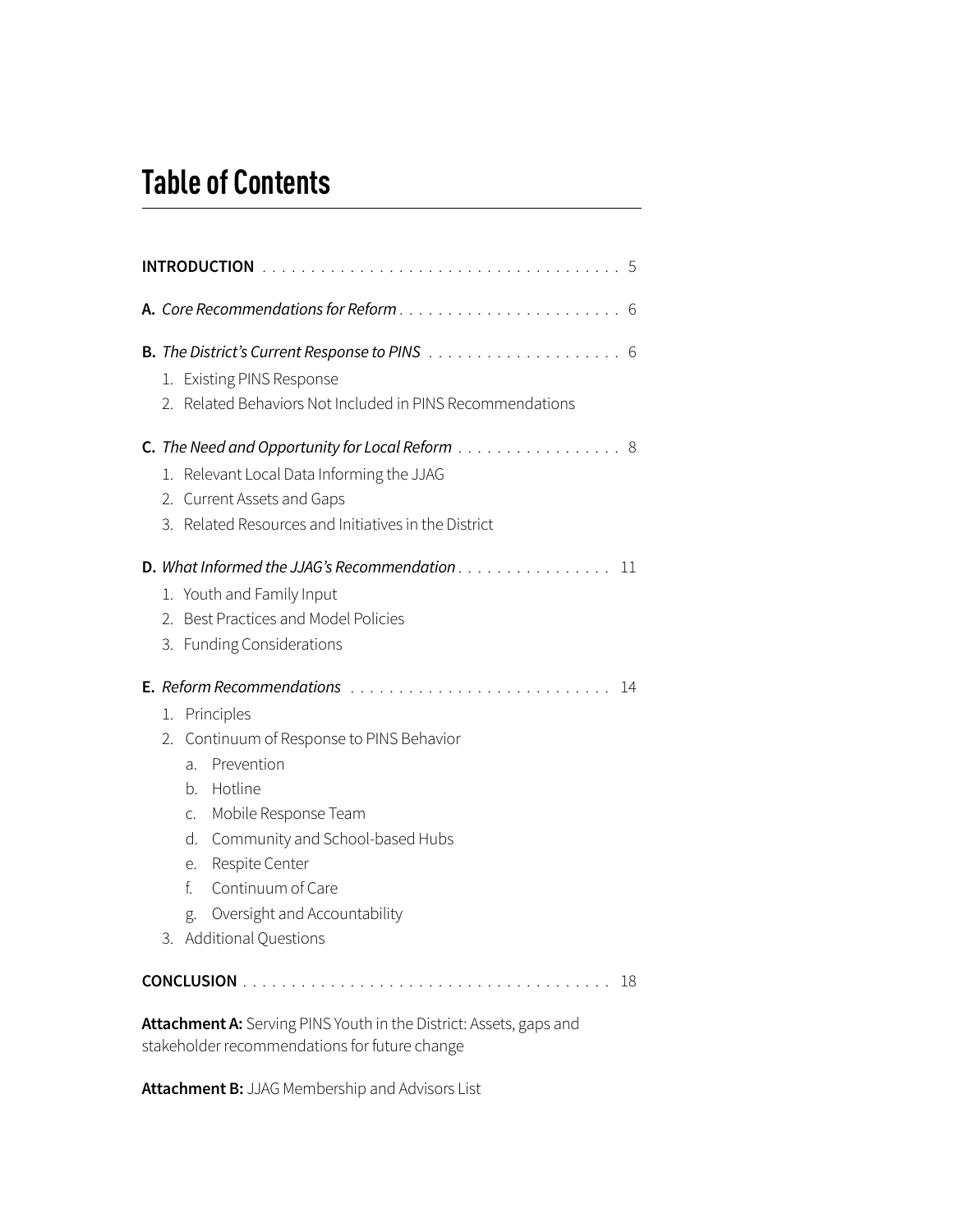# Table of Contents

**INTRODUCTION** . . . . . . . . . . . . . . . . . . . . . . . . . . . . . . . . . . . . . 5

**A.** *Core Recommendations for Reform* . . . . . . . . . . . . . . . . . . . . . . . 6

**B.** *The District's Current Response to PINS* . . . . . . . . . . . . . . . . . . . . 6

1. Existing PINS Response
2. Related Behaviors Not Included in PINS Recommendations

**C.** *The Need and Opportunity for Local Reform* . . . . . . . . . . . . . . . . . 8

1. Relevant Local Data Informing the JJAG
2. Current Assets and Gaps
3. Related Resources and Initiatives in the District

**D.** *What Informed the JJAG's Recommendation* . . . . . . . . . . . . . . . . 11

1. Youth and Family Input
2. Best Practices and Model Policies
3. Funding Considerations

**E.** *Reform Recommendations* . . . . . . . . . . . . . . . . . . . . . . . . . . . 14

1. Principles
2. Continuum of Response to PINS Behavior
   a. Prevention
   b. Hotline
   c. Mobile Response Team
   d. Community and School-based Hubs
   e. Respite Center
   f. Continuum of Care
   g. Oversight and Accountability
3. Additional Questions

**CONCLUSION** . . . . . . . . . . . . . . . . . . . . . . . . . . . . . . . . . . . . . 18

**Attachment A:** Serving PINS Youth in the District: Assets, gaps and stakeholder recommendations for future change

**Attachment B:** JJAG Membership and Advisors List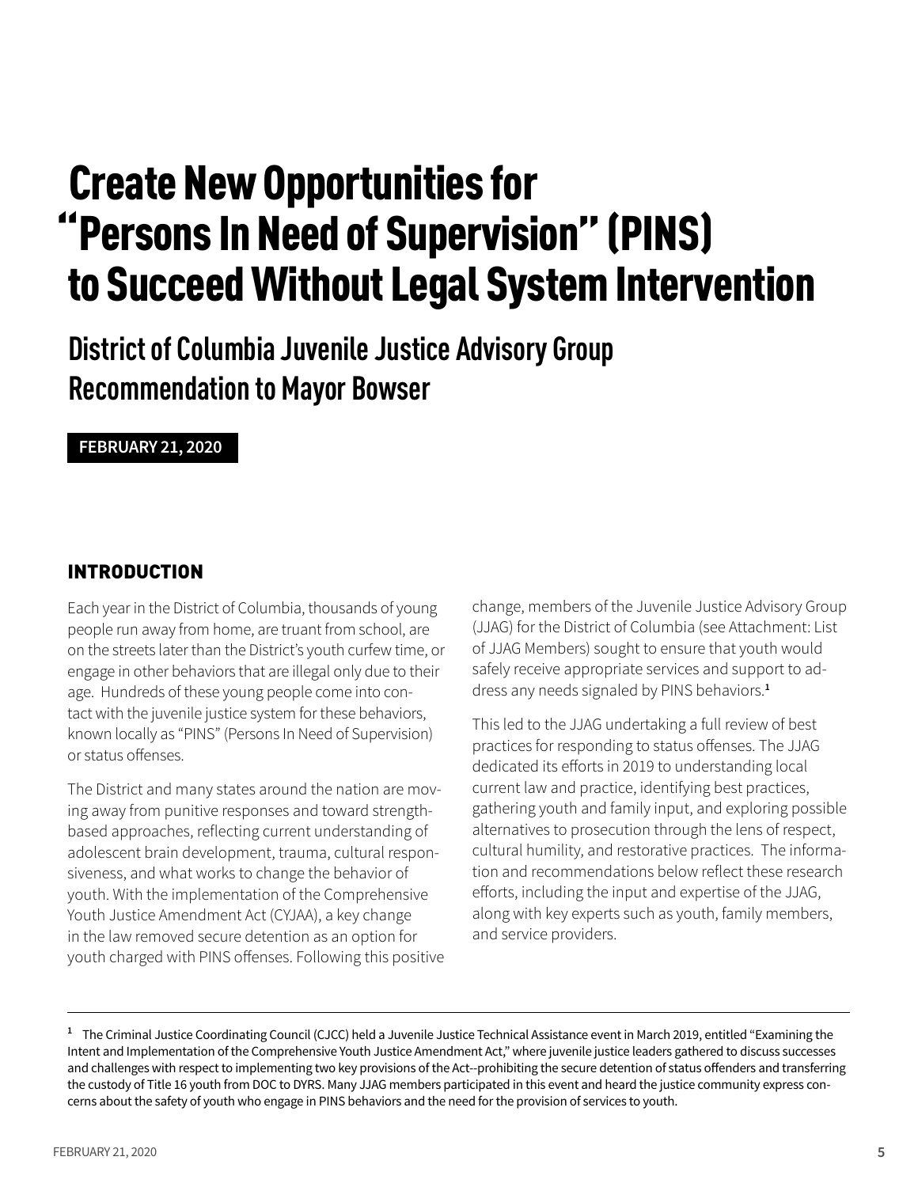# Create New Opportunities for "Persons In Need of Supervision" (PINS) to Succeed Without Legal System Intervention

## District of Columbia Juvenile Justice Advisory Group Recommendation to Mayor Bowser

**FEBRUARY 21, 2020**

### INTRODUCTION

Each year in the District of Columbia, thousands of young people run away from home, are truant from school, are on the streets later than the District's youth curfew time, or engage in other behaviors that are illegal only due to their age. Hundreds of these young people come into contact with the juvenile justice system for these behaviors, known locally as "PINS" (Persons In Need of Supervision) or status offenses.

The District and many states around the nation are moving away from punitive responses and toward strength-based approaches, reflecting current understanding of adolescent brain development, trauma, cultural responsiveness, and what works to change the behavior of youth. With the implementation of the Comprehensive Youth Justice Amendment Act (CYJAA), a key change in the law removed secure detention as an option for youth charged with PINS offenses. Following this positive change, members of the Juvenile Justice Advisory Group (JJAG) for the District of Columbia (see Attachment: List of JJAG Members) sought to ensure that youth would safely receive appropriate services and support to address any needs signaled by PINS behaviors.[1]

This led to the JJAG undertaking a full review of best practices for responding to status offenses. The JJAG dedicated its efforts in 2019 to understanding local current law and practice, identifying best practices, gathering youth and family input, and exploring possible alternatives to prosecution through the lens of respect, cultural humility, and restorative practices. The information and recommendations below reflect these research efforts, including the input and expertise of the JJAG, along with key experts such as youth, family members, and service providers.

---

[1] The Criminal Justice Coordinating Council (CJCC) held a Juvenile Justice Technical Assistance event in March 2019, entitled "Examining the Intent and Implementation of the Comprehensive Youth Justice Amendment Act," where juvenile justice leaders gathered to discuss successes and challenges with respect to implementing two key provisions of the Act--prohibiting the secure detention of status offenders and transferring the custody of Title 16 youth from DOC to DYRS. Many JJAG members participated in this event and heard the justice community express concerns about the safety of youth who engage in PINS behaviors and the need for the provision of services to youth.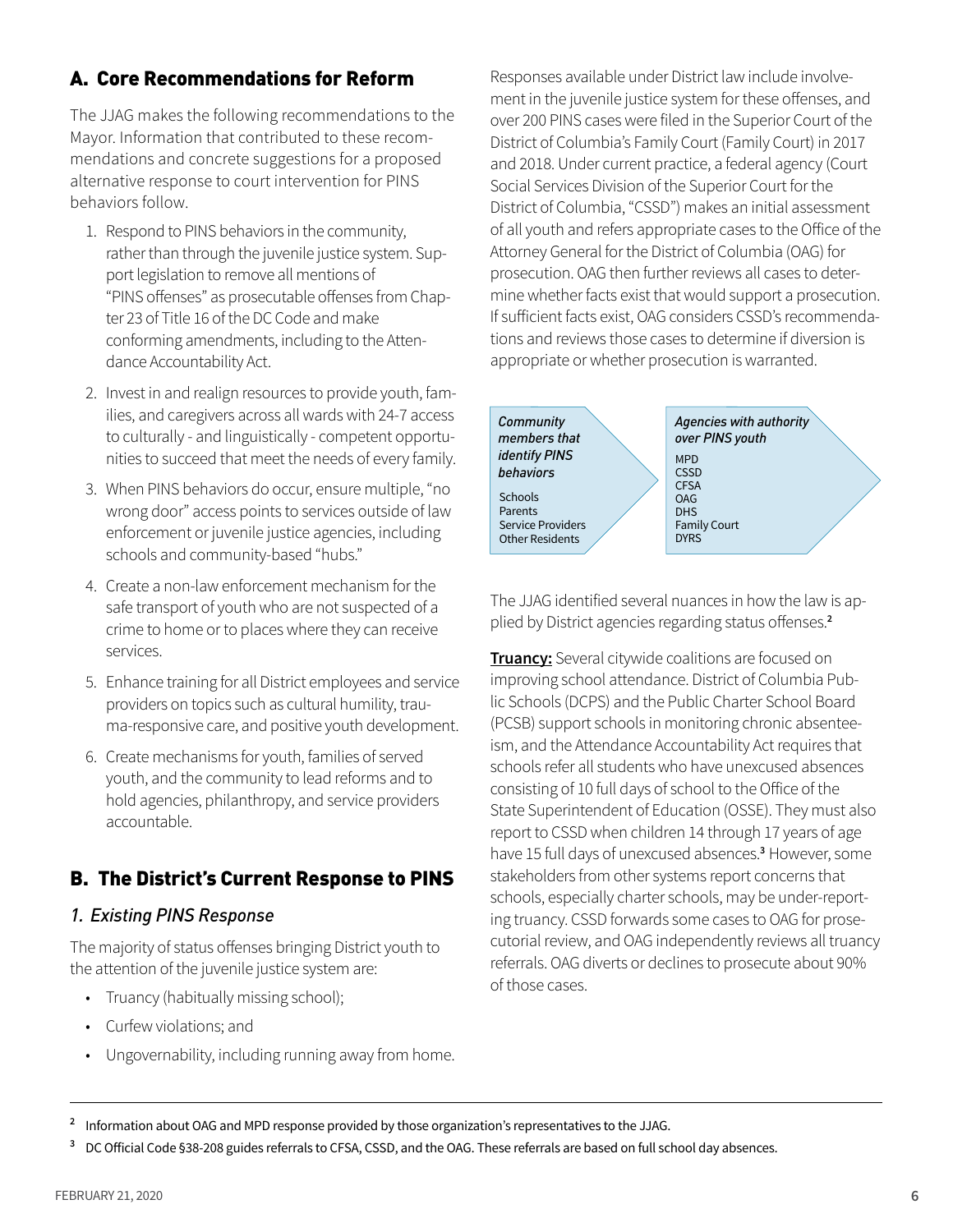## A. Core Recommendations for Reform

The JJAG makes the following recommendations to the Mayor. Information that contributed to these recommendations and concrete suggestions for a proposed alternative response to court intervention for PINS behaviors follow.

1. Respond to PINS behaviors in the community, rather than through the juvenile justice system. Support legislation to remove all mentions of "PINS offenses" as prosecutable offenses from Chapter 23 of Title 16 of the DC Code and make conforming amendments, including to the Attendance Accountability Act.
2. Invest in and realign resources to provide youth, families, and caregivers across all wards with 24-7 access to culturally - and linguistically - competent opportunities to succeed that meet the needs of every family.
3. When PINS behaviors do occur, ensure multiple, "no wrong door" access points to services outside of law enforcement or juvenile justice agencies, including schools and community-based "hubs."
4. Create a non-law enforcement mechanism for the safe transport of youth who are not suspected of a crime to home or to places where they can receive services.
5. Enhance training for all District employees and service providers on topics such as cultural humility, trauma-responsive care, and positive youth development.
6. Create mechanisms for youth, families of served youth, and the community to lead reforms and to hold agencies, philanthropy, and service providers accountable.

## B. The District's Current Response to PINS

### *1. Existing PINS Response*

The majority of status offenses bringing District youth to the attention of the juvenile justice system are:

- Truancy (habitually missing school);
- Curfew violations; and
- Ungovernability, including running away from home.

Responses available under District law include involvement in the juvenile justice system for these offenses, and over 200 PINS cases were filed in the Superior Court of the District of Columbia's Family Court (Family Court) in 2017 and 2018. Under current practice, a federal agency (Court Social Services Division of the Superior Court for the District of Columbia, "CSSD") makes an initial assessment of all youth and refers appropriate cases to the Office of the Attorney General for the District of Columbia (OAG) for prosecution. OAG then further reviews all cases to determine whether facts exist that would support a prosecution. If sufficient facts exist, OAG considers CSSD's recommendations and reviews those cases to determine if diversion is appropriate or whether prosecution is warranted.

*Community members that identify PINS behaviors*

Schools
Parents
Service Providers
Other Residents

*Agencies with authority over PINS youth*

MPD
CSSD
CFSA
OAG
DHS
Family Court
DYRS

The JJAG identified several nuances in how the law is applied by District agencies regarding status offenses.[2]

**Truancy:** Several citywide coalitions are focused on improving school attendance. District of Columbia Public Schools (DCPS) and the Public Charter School Board (PCSB) support schools in monitoring chronic absenteeism, and the Attendance Accountability Act requires that schools refer all students who have unexcused absences consisting of 10 full days of school to the Office of the State Superintendent of Education (OSSE). They must also report to CSSD when children 14 through 17 years of age have 15 full days of unexcused absences.[3] However, some stakeholders from other systems report concerns that schools, especially charter schools, may be under-reporting truancy. CSSD forwards some cases to OAG for prosecutorial review, and OAG independently reviews all truancy referrals. OAG diverts or declines to prosecute about 90% of those cases.

---

[2] Information about OAG and MPD response provided by those organization's representatives to the JJAG.

[3] DC Official Code §38-208 guides referrals to CFSA, CSSD, and the OAG. These referrals are based on full school day absences.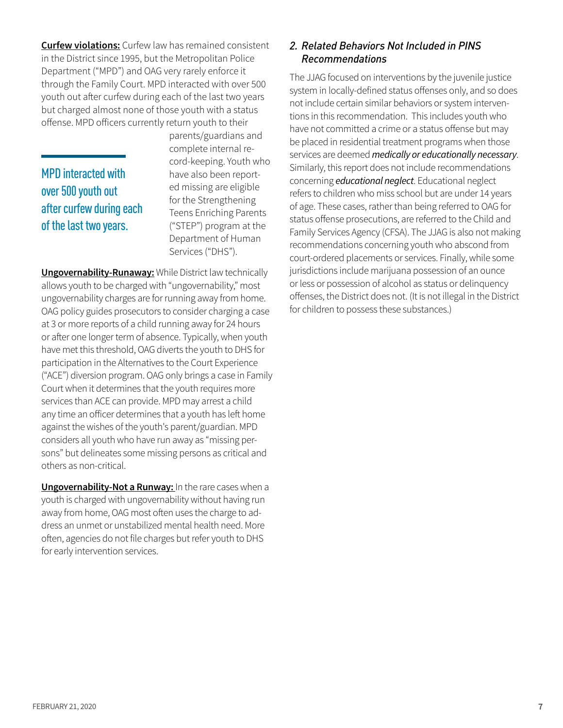**Curfew violations:** Curfew law has remained consistent in the District since 1995, but the Metropolitan Police Department ("MPD") and OAG very rarely enforce it through the Family Court. MPD interacted with over 500 youth out after curfew during each of the last two years but charged almost none of those youth with a status offense. MPD officers currently return youth to their parents/guardians and complete internal record-keeping. Youth who have also been reported missing are eligible for the Strengthening Teens Enriching Parents ("STEP") program at the Department of Human Services ("DHS").

> MPD interacted with over 500 youth out after curfew during each of the last two years.

**Ungovernability-Runaway:** While District law technically allows youth to be charged with "ungovernability," most ungovernability charges are for running away from home. OAG policy guides prosecutors to consider charging a case at 3 or more reports of a child running away for 24 hours or after one longer term of absence. Typically, when youth have met this threshold, OAG diverts the youth to DHS for participation in the Alternatives to the Court Experience ("ACE") diversion program. OAG only brings a case in Family Court when it determines that the youth requires more services than ACE can provide. MPD may arrest a child any time an officer determines that a youth has left home against the wishes of the youth's parent/guardian. MPD considers all youth who have run away as "missing persons" but delineates some missing persons as critical and others as non-critical.

**Ungovernability-Not a Runway:** In the rare cases when a youth is charged with ungovernability without having run away from home, OAG most often uses the charge to address an unmet or unstabilized mental health need. More often, agencies do not file charges but refer youth to DHS for early intervention services.

### *2. Related Behaviors Not Included in PINS Recommendations*

The JJAG focused on interventions by the juvenile justice system in locally-defined status offenses only, and so does not include certain similar behaviors or system interventions in this recommendation. This includes youth who have not committed a crime or a status offense but may be placed in residential treatment programs when those services are deemed ***medically or educationally necessary***. Similarly, this report does not include recommendations concerning ***educational neglect***. Educational neglect refers to children who miss school but are under 14 years of age. These cases, rather than being referred to OAG for status offense prosecutions, are referred to the Child and Family Services Agency (CFSA). The JJAG is also not making recommendations concerning youth who abscond from court-ordered placements or services. Finally, while some jurisdictions include marijuana possession of an ounce or less or possession of alcohol as status or delinquency offenses, the District does not. (It is not illegal in the District for children to possess these substances.)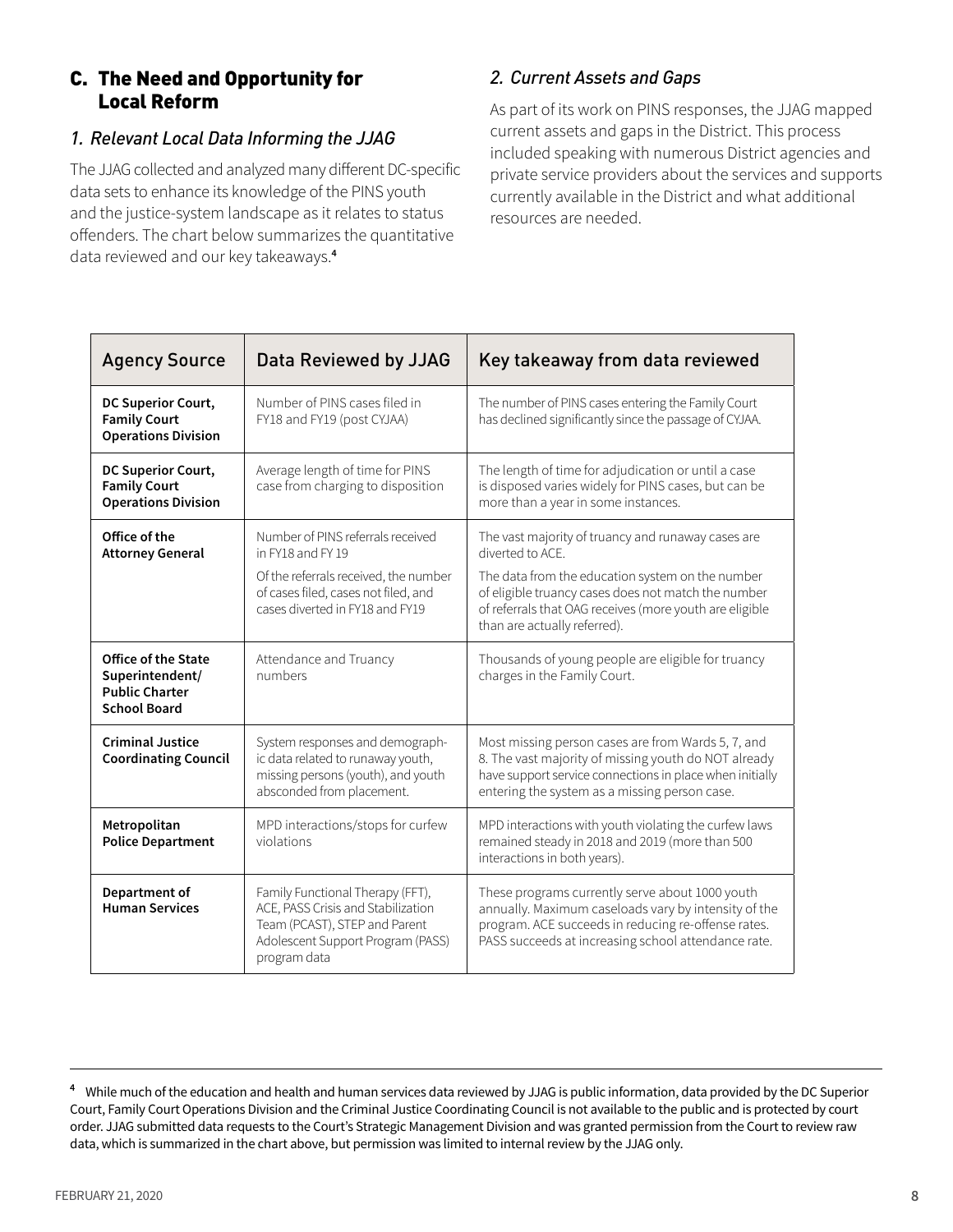## C. The Need and Opportunity for Local Reform

### 1. Relevant Local Data Informing the JJAG

The JJAG collected and analyzed many different DC-specific data sets to enhance its knowledge of the PINS youth and the justice-system landscape as it relates to status offenders. The chart below summarizes the quantitative data reviewed and our key takeaways.[4]

### 2. Current Assets and Gaps

As part of its work on PINS responses, the JJAG mapped current assets and gaps in the District. This process included speaking with numerous District agencies and private service providers about the services and supports currently available in the District and what additional resources are needed.

| Agency Source | Data Reviewed by JJAG | Key takeaway from data reviewed |
|---|---|---|
| **DC Superior Court, Family Court Operations Division** | Number of PINS cases filed in FY18 and FY19 (post CYJAA) | The number of PINS cases entering the Family Court has declined significantly since the passage of CYJAA. |
| **DC Superior Court, Family Court Operations Division** | Average length of time for PINS case from charging to disposition | The length of time for adjudication or until a case is disposed varies widely for PINS cases, but can be more than a year in some instances. |
| **Office of the Attorney General** | Number of PINS referrals received in FY18 and FY 19<br><br>Of the referrals received, the number of cases filed, cases not filed, and cases diverted in FY18 and FY19 | The vast majority of truancy and runaway cases are diverted to ACE.<br><br>The data from the education system on the number of eligible truancy cases does not match the number of referrals that OAG receives (more youth are eligible than are actually referred). |
| **Office of the State Superintendent/ Public Charter School Board** | Attendance and Truancy numbers | Thousands of young people are eligible for truancy charges in the Family Court. |
| **Criminal Justice Coordinating Council** | System responses and demographic data related to runaway youth, missing persons (youth), and youth absconded from placement. | Most missing person cases are from Wards 5, 7, and 8. The vast majority of missing youth do NOT already have support service connections in place when initially entering the system as a missing person case. |
| **Metropolitan Police Department** | MPD interactions/stops for curfew violations | MPD interactions with youth violating the curfew laws remained steady in 2018 and 2019 (more than 500 interactions in both years). |
| **Department of Human Services** | Family Functional Therapy (FFT), ACE, PASS Crisis and Stabilization Team (PCAST), STEP and Parent Adolescent Support Program (PASS) program data | These programs currently serve about 1000 youth annually. Maximum caseloads vary by intensity of the program. ACE succeeds in reducing re-offense rates. PASS succeeds at increasing school attendance rate. |

[4] While much of the education and health and human services data reviewed by JJAG is public information, data provided by the DC Superior Court, Family Court Operations Division and the Criminal Justice Coordinating Council is not available to the public and is protected by court order. JJAG submitted data requests to the Court's Strategic Management Division and was granted permission from the Court to review raw data, which is summarized in the chart above, but permission was limited to internal review by the JJAG only.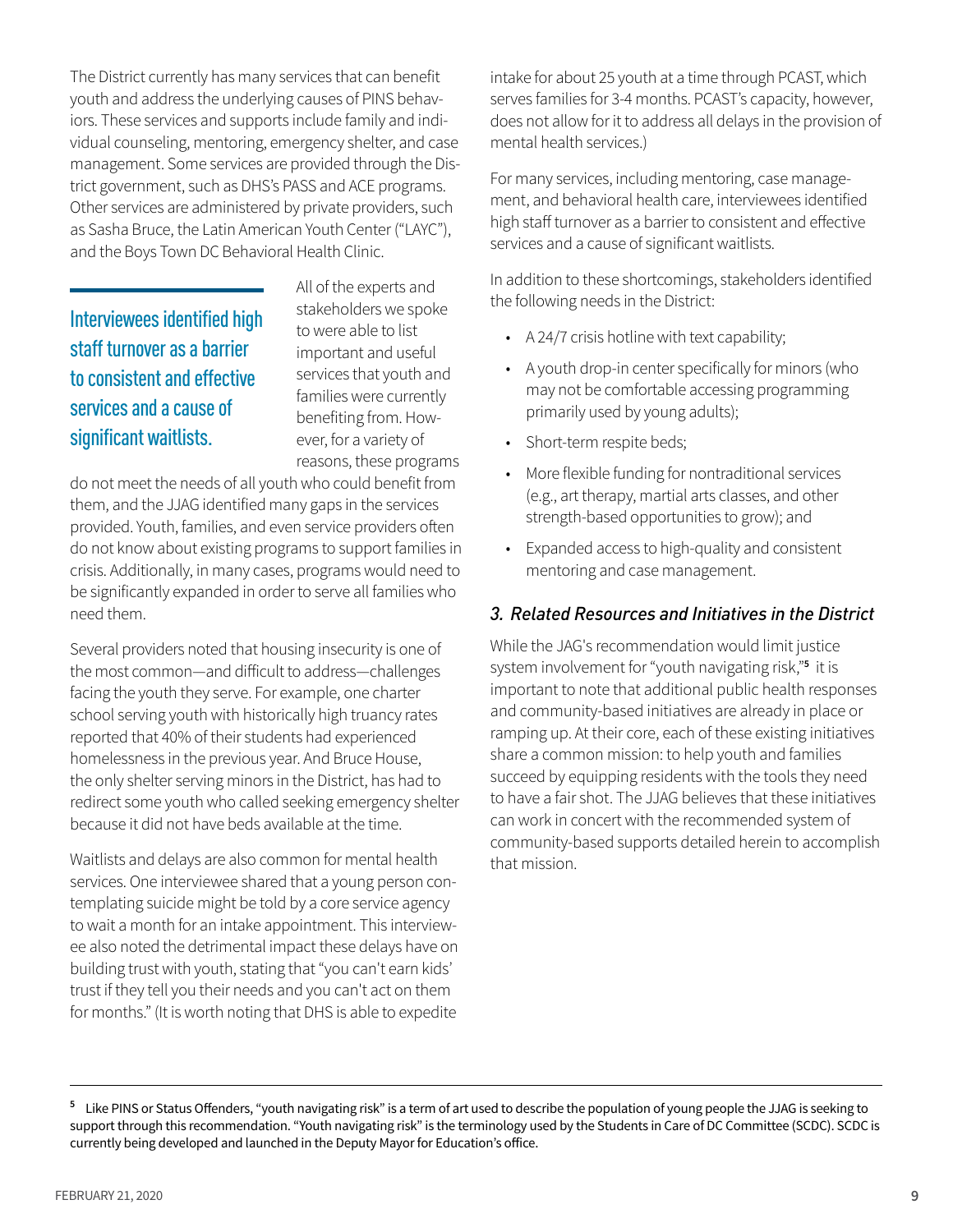The District currently has many services that can benefit youth and address the underlying causes of PINS behaviors. These services and supports include family and individual counseling, mentoring, emergency shelter, and case management. Some services are provided through the District government, such as DHS's PASS and ACE programs. Other services are administered by private providers, such as Sasha Bruce, the Latin American Youth Center ("LAYC"), and the Boys Town DC Behavioral Health Clinic.

> **Interviewees identified high staff turnover as a barrier to consistent and effective services and a cause of significant waitlists.**

All of the experts and stakeholders we spoke to were able to list important and useful services that youth and families were currently benefiting from. However, for a variety of reasons, these programs do not meet the needs of all youth who could benefit from them, and the JJAG identified many gaps in the services provided. Youth, families, and even service providers often do not know about existing programs to support families in crisis. Additionally, in many cases, programs would need to be significantly expanded in order to serve all families who need them.

Several providers noted that housing insecurity is one of the most common—and difficult to address—challenges facing the youth they serve. For example, one charter school serving youth with historically high truancy rates reported that 40% of their students had experienced homelessness in the previous year. And Bruce House, the only shelter serving minors in the District, has had to redirect some youth who called seeking emergency shelter because it did not have beds available at the time.

Waitlists and delays are also common for mental health services. One interviewee shared that a young person contemplating suicide might be told by a core service agency to wait a month for an intake appointment. This interviewee also noted the detrimental impact these delays have on building trust with youth, stating that "you can't earn kids' trust if they tell you their needs and you can't act on them for months." (It is worth noting that DHS is able to expedite intake for about 25 youth at a time through PCAST, which serves families for 3-4 months. PCAST's capacity, however, does not allow for it to address all delays in the provision of mental health services.)

For many services, including mentoring, case management, and behavioral health care, interviewees identified high staff turnover as a barrier to consistent and effective services and a cause of significant waitlists.

In addition to these shortcomings, stakeholders identified the following needs in the District:

- A 24/7 crisis hotline with text capability;
- A youth drop-in center specifically for minors (who may not be comfortable accessing programming primarily used by young adults);
- Short-term respite beds;
- More flexible funding for nontraditional services (e.g., art therapy, martial arts classes, and other strength-based opportunities to grow); and
- Expanded access to high-quality and consistent mentoring and case management.

### *3. Related Resources and Initiatives in the District*

While the JAG's recommendation would limit justice system involvement for "youth navigating risk,"[5] it is important to note that additional public health responses and community-based initiatives are already in place or ramping up. At their core, each of these existing initiatives share a common mission: to help youth and families succeed by equipping residents with the tools they need to have a fair shot. The JJAG believes that these initiatives can work in concert with the recommended system of community-based supports detailed herein to accomplish that mission.

---

[5] Like PINS or Status Offenders, "youth navigating risk" is a term of art used to describe the population of young people the JJAG is seeking to support through this recommendation. "Youth navigating risk" is the terminology used by the Students in Care of DC Committee (SCDC). SCDC is currently being developed and launched in the Deputy Mayor for Education's office.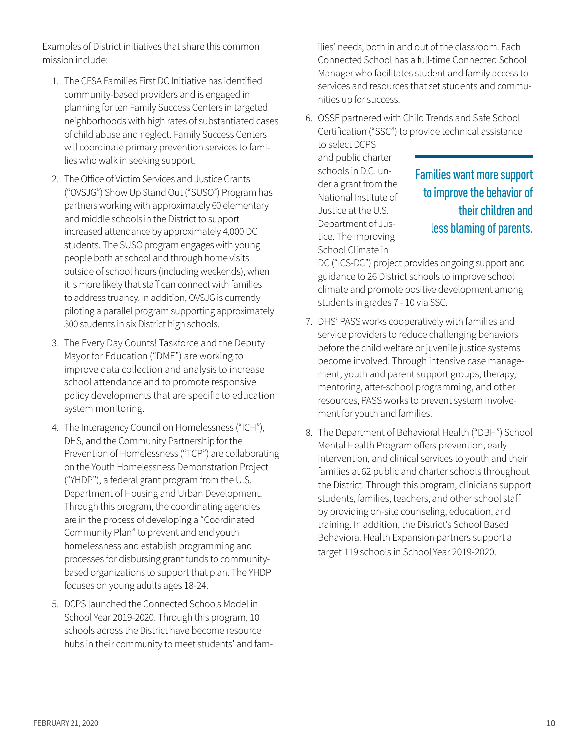Examples of District initiatives that share this common mission include:

1. The CFSA Families First DC Initiative has identified community-based providers and is engaged in planning for ten Family Success Centers in targeted neighborhoods with high rates of substantiated cases of child abuse and neglect. Family Success Centers will coordinate primary prevention services to families who walk in seeking support.

2. The Office of Victim Services and Justice Grants ("OVSJG") Show Up Stand Out ("SUSO") Program has partners working with approximately 60 elementary and middle schools in the District to support increased attendance by approximately 4,000 DC students. The SUSO program engages with young people both at school and through home visits outside of school hours (including weekends), when it is more likely that staff can connect with families to address truancy. In addition, OVSJG is currently piloting a parallel program supporting approximately 300 students in six District high schools.

3. The Every Day Counts! Taskforce and the Deputy Mayor for Education ("DME") are working to improve data collection and analysis to increase school attendance and to promote responsive policy developments that are specific to education system monitoring.

4. The Interagency Council on Homelessness ("ICH"), DHS, and the Community Partnership for the Prevention of Homelessness ("TCP") are collaborating on the Youth Homelessness Demonstration Project ("YHDP"), a federal grant program from the U.S. Department of Housing and Urban Development. Through this program, the coordinating agencies are in the process of developing a "Coordinated Community Plan" to prevent and end youth homelessness and establish programming and processes for disbursing grant funds to community-based organizations to support that plan. The YHDP focuses on young adults ages 18-24.

5. DCPS launched the Connected Schools Model in School Year 2019-2020. Through this program, 10 schools across the District have become resource hubs in their community to meet students' and families' needs, both in and out of the classroom. Each Connected School has a full-time Connected School Manager who facilitates student and family access to services and resources that set students and communities up for success.

6. OSSE partnered with Child Trends and Safe School Certification ("SSC") to provide technical assistance to select DCPS and public charter schools in D.C. under a grant from the National Institute of Justice at the U.S. Department of Justice. The Improving School Climate in DC ("ICS-DC") project provides ongoing support and guidance to 26 District schools to improve school climate and promote positive development among students in grades 7 - 10 via SSC.

7. DHS' PASS works cooperatively with families and service providers to reduce challenging behaviors before the child welfare or juvenile justice systems become involved. Through intensive case management, youth and parent support groups, therapy, mentoring, after-school programming, and other resources, PASS works to prevent system involvement for youth and families.

8. The Department of Behavioral Health ("DBH") School Mental Health Program offers prevention, early intervention, and clinical services to youth and their families at 62 public and charter schools throughout the District. Through this program, clinicians support students, families, teachers, and other school staff by providing on-site counseling, education, and training. In addition, the District's School Based Behavioral Health Expansion partners support a target 119 schools in School Year 2019-2020.

> **Families want more support to improve the behavior of their children and less blaming of parents.**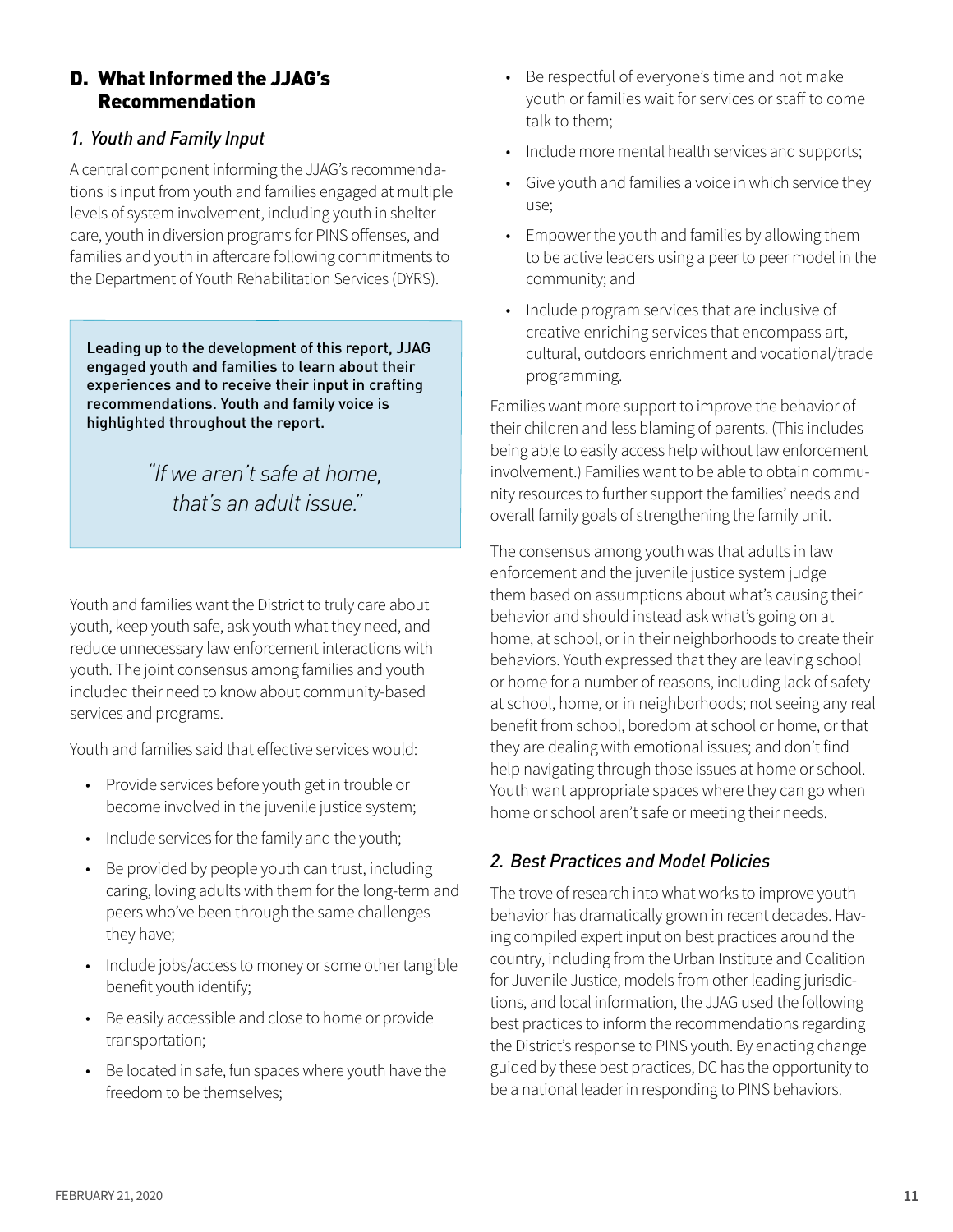## D. What Informed the JJAG's Recommendation

### *1. Youth and Family Input*

A central component informing the JJAG's recommendations is input from youth and families engaged at multiple levels of system involvement, including youth in shelter care, youth in diversion programs for PINS offenses, and families and youth in aftercare following commitments to the Department of Youth Rehabilitation Services (DYRS).

> Leading up to the development of this report, JJAG engaged youth and families to learn about their experiences and to receive their input in crafting recommendations. Youth and family voice is highlighted throughout the report.
>
> *"If we aren't safe at home, that's an adult issue."*

Youth and families want the District to truly care about youth, keep youth safe, ask youth what they need, and reduce unnecessary law enforcement interactions with youth. The joint consensus among families and youth included their need to know about community-based services and programs.

Youth and families said that effective services would:

- Provide services before youth get in trouble or become involved in the juvenile justice system;
- Include services for the family and the youth;
- Be provided by people youth can trust, including caring, loving adults with them for the long-term and peers who've been through the same challenges they have;
- Include jobs/access to money or some other tangible benefit youth identify;
- Be easily accessible and close to home or provide transportation;
- Be located in safe, fun spaces where youth have the freedom to be themselves;
- Be respectful of everyone's time and not make youth or families wait for services or staff to come talk to them;
- Include more mental health services and supports;
- Give youth and families a voice in which service they use;
- Empower the youth and families by allowing them to be active leaders using a peer to peer model in the community; and
- Include program services that are inclusive of creative enriching services that encompass art, cultural, outdoors enrichment and vocational/trade programming.

Families want more support to improve the behavior of their children and less blaming of parents. (This includes being able to easily access help without law enforcement involvement.) Families want to be able to obtain community resources to further support the families' needs and overall family goals of strengthening the family unit.

The consensus among youth was that adults in law enforcement and the juvenile justice system judge them based on assumptions about what's causing their behavior and should instead ask what's going on at home, at school, or in their neighborhoods to create their behaviors. Youth expressed that they are leaving school or home for a number of reasons, including lack of safety at school, home, or in neighborhoods; not seeing any real benefit from school, boredom at school or home, or that they are dealing with emotional issues; and don't find help navigating through those issues at home or school. Youth want appropriate spaces where they can go when home or school aren't safe or meeting their needs.

### *2. Best Practices and Model Policies*

The trove of research into what works to improve youth behavior has dramatically grown in recent decades. Having compiled expert input on best practices around the country, including from the Urban Institute and Coalition for Juvenile Justice, models from other leading jurisdictions, and local information, the JJAG used the following best practices to inform the recommendations regarding the District's response to PINS youth. By enacting change guided by these best practices, DC has the opportunity to be a national leader in responding to PINS behaviors.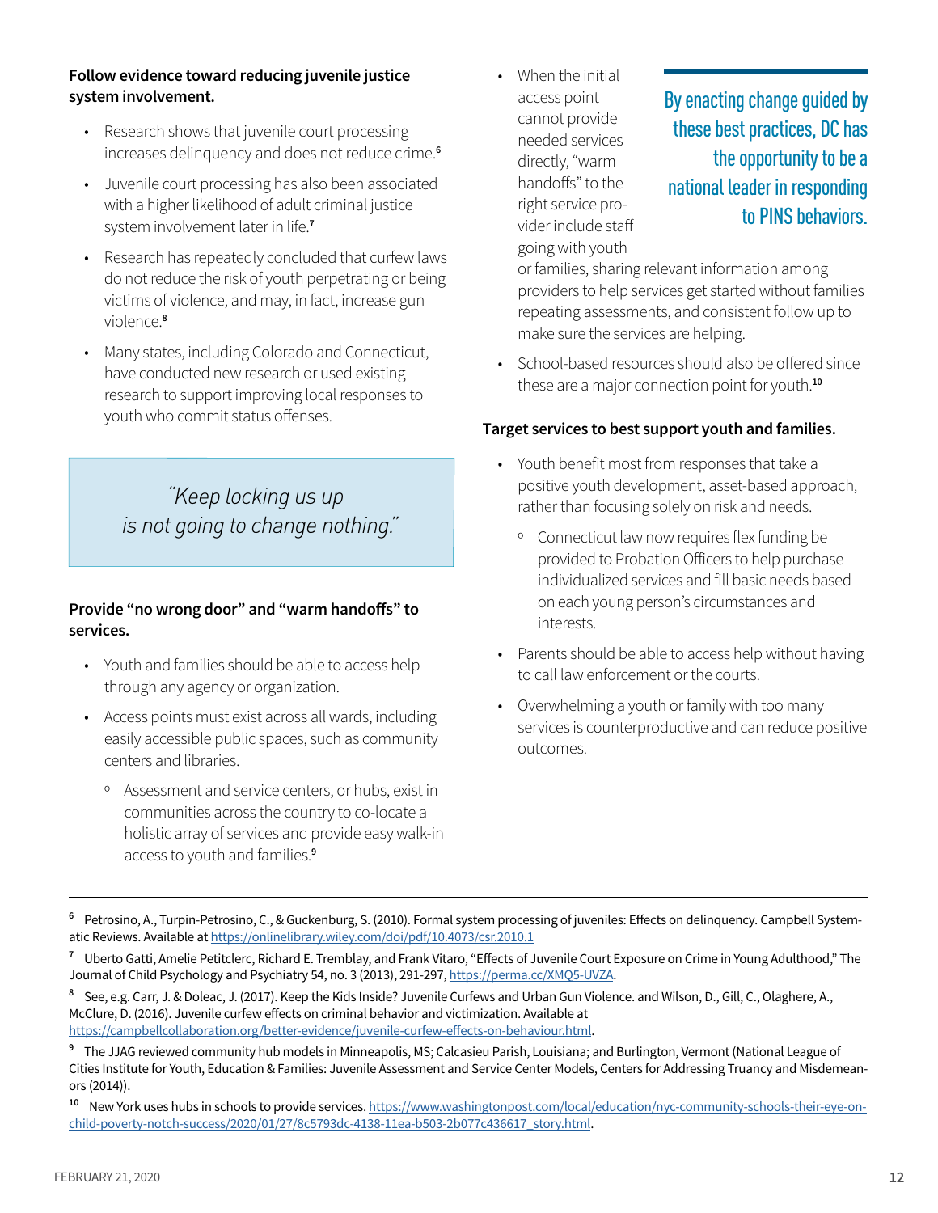**Follow evidence toward reducing juvenile justice system involvement.**

- Research shows that juvenile court processing increases delinquency and does not reduce crime.[6]
- Juvenile court processing has also been associated with a higher likelihood of adult criminal justice system involvement later in life.[7]
- Research has repeatedly concluded that curfew laws do not reduce the risk of youth perpetrating or being victims of violence, and may, in fact, increase gun violence.[8]
- Many states, including Colorado and Connecticut, have conducted new research or used existing research to support improving local responses to youth who commit status offenses.

> *"Keep locking us up is not going to change nothing."*

**Provide "no wrong door" and "warm handoffs" to services.**

- Youth and families should be able to access help through any agency or organization.
- Access points must exist across all wards, including easily accessible public spaces, such as community centers and libraries.
    - Assessment and service centers, or hubs, exist in communities across the country to co-locate a holistic array of services and provide easy walk-in access to youth and families.[9]
- When the initial access point cannot provide needed services directly, "warm handoffs" to the right service provider include staff going with youth or families, sharing relevant information among providers to help services get started without families repeating assessments, and consistent follow up to make sure the services are helping.
- School-based resources should also be offered since these are a major connection point for youth.[10]

> By enacting change guided by these best practices, DC has the opportunity to be a national leader in responding to PINS behaviors.

**Target services to best support youth and families.**

- Youth benefit most from responses that take a positive youth development, asset-based approach, rather than focusing solely on risk and needs.
    - Connecticut law now requires flex funding be provided to Probation Officers to help purchase individualized services and fill basic needs based on each young person's circumstances and interests.
- Parents should be able to access help without having to call law enforcement or the courts.
- Overwhelming a youth or family with too many services is counterproductive and can reduce positive outcomes.

---

[6] Petrosino, A., Turpin-Petrosino, C., & Guckenburg, S. (2010). Formal system processing of juveniles: Effects on delinquency. Campbell Systematic Reviews. Available at https://onlinelibrary.wiley.com/doi/pdf/10.4073/csr.2010.1

[7] Uberto Gatti, Amelie Petitclerc, Richard E. Tremblay, and Frank Vitaro, "Effects of Juvenile Court Exposure on Crime in Young Adulthood," The Journal of Child Psychology and Psychiatry 54, no. 3 (2013), 291-297, https://perma.cc/XMQ5-UVZA.

[8] See, e.g. Carr, J. & Doleac, J. (2017). Keep the Kids Inside? Juvenile Curfews and Urban Gun Violence. and Wilson, D., Gill, C., Olaghere, A., McClure, D. (2016). Juvenile curfew effects on criminal behavior and victimization. Available at https://campbellcollaboration.org/better-evidence/juvenile-curfew-effects-on-behaviour.html.

[9] The JJAG reviewed community hub models in Minneapolis, MS; Calcasieu Parish, Louisiana; and Burlington, Vermont (National League of Cities Institute for Youth, Education & Families: Juvenile Assessment and Service Center Models, Centers for Addressing Truancy and Misdemeanors (2014)).

[10] New York uses hubs in schools to provide services. https://www.washingtonpost.com/local/education/nyc-community-schools-their-eye-on-child-poverty-notch-success/2020/01/27/8c5793dc-4138-11ea-b503-2b077c436617_story.html.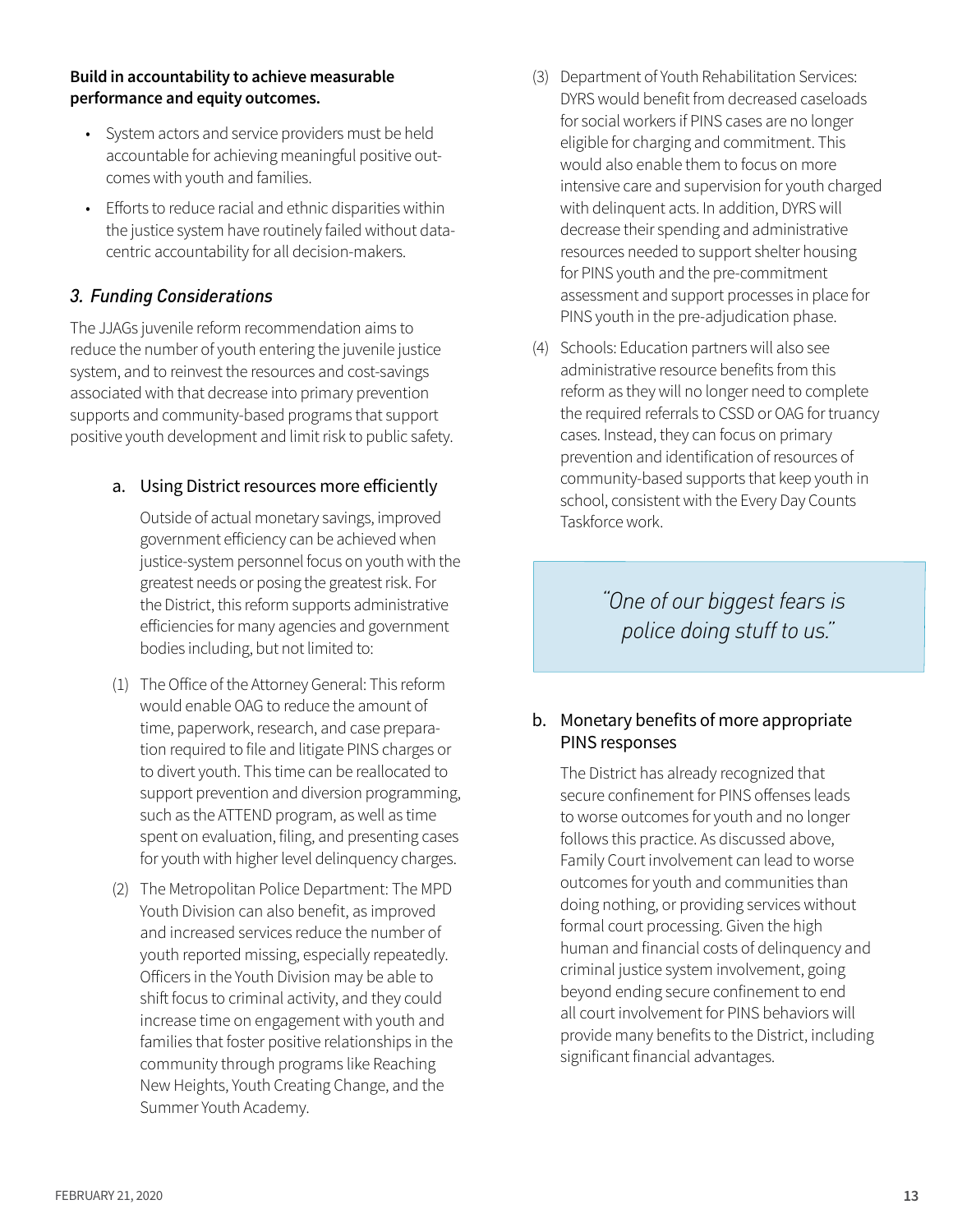**Build in accountability to achieve measurable performance and equity outcomes.**

- System actors and service providers must be held accountable for achieving meaningful positive outcomes with youth and families.
- Efforts to reduce racial and ethnic disparities within the justice system have routinely failed without data-centric accountability for all decision-makers.

### *3. Funding Considerations*

The JJAGs juvenile reform recommendation aims to reduce the number of youth entering the juvenile justice system, and to reinvest the resources and cost-savings associated with that decrease into primary prevention supports and community-based programs that support positive youth development and limit risk to public safety.

#### a. Using District resources more efficiently

Outside of actual monetary savings, improved government efficiency can be achieved when justice-system personnel focus on youth with the greatest needs or posing the greatest risk. For the District, this reform supports administrative efficiencies for many agencies and government bodies including, but not limited to:

(1) The Office of the Attorney General: This reform would enable OAG to reduce the amount of time, paperwork, research, and case preparation required to file and litigate PINS charges or to divert youth. This time can be reallocated to support prevention and diversion programming, such as the ATTEND program, as well as time spent on evaluation, filing, and presenting cases for youth with higher level delinquency charges.

(2) The Metropolitan Police Department: The MPD Youth Division can also benefit, as improved and increased services reduce the number of youth reported missing, especially repeatedly. Officers in the Youth Division may be able to shift focus to criminal activity, and they could increase time on engagement with youth and families that foster positive relationships in the community through programs like Reaching New Heights, Youth Creating Change, and the Summer Youth Academy.

(3) Department of Youth Rehabilitation Services: DYRS would benefit from decreased caseloads for social workers if PINS cases are no longer eligible for charging and commitment. This would also enable them to focus on more intensive care and supervision for youth charged with delinquent acts. In addition, DYRS will decrease their spending and administrative resources needed to support shelter housing for PINS youth and the pre-commitment assessment and support processes in place for PINS youth in the pre-adjudication phase.

(4) Schools: Education partners will also see administrative resource benefits from this reform as they will no longer need to complete the required referrals to CSSD or OAG for truancy cases. Instead, they can focus on primary prevention and identification of resources of community-based supports that keep youth in school, consistent with the Every Day Counts Taskforce work.

> *"One of our biggest fears is police doing stuff to us."*

#### b. Monetary benefits of more appropriate PINS responses

The District has already recognized that secure confinement for PINS offenses leads to worse outcomes for youth and no longer follows this practice. As discussed above, Family Court involvement can lead to worse outcomes for youth and communities than doing nothing, or providing services without formal court processing. Given the high human and financial costs of delinquency and criminal justice system involvement, going beyond ending secure confinement to end all court involvement for PINS behaviors will provide many benefits to the District, including significant financial advantages.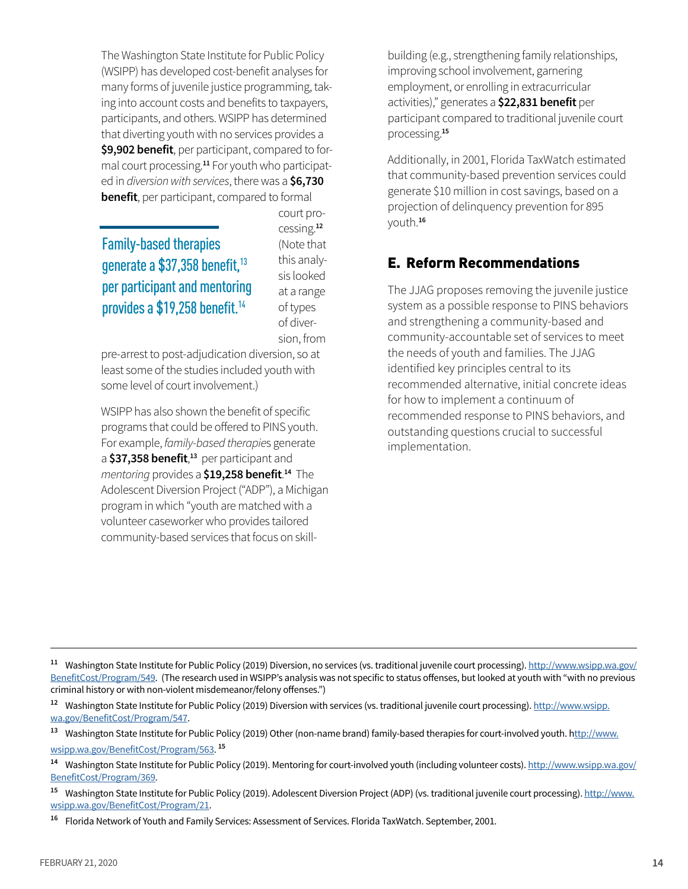The Washington State Institute for Public Policy (WSIPP) has developed cost-benefit analyses for many forms of juvenile justice programming, taking into account costs and benefits to taxpayers, participants, and others. WSIPP has determined that diverting youth with no services provides a **$9,902 benefit**, per participant, compared to formal court processing.[11] For youth who participated in *diversion with services*, there was a **$6,730 benefit**, per participant, compared to formal court processing.[12] (Note that this analysis looked at a range of types of diversion, from pre-arrest to post-adjudication diversion, so at least some of the studies included youth with some level of court involvement.)

> Family-based therapies generate a $37,358 benefit,[13] per participant and mentoring provides a $19,258 benefit.[14]

WSIPP has also shown the benefit of specific programs that could be offered to PINS youth. For example, *family-based therapies* generate a **$37,358 benefit**,[13] per participant and *mentoring* provides a **$19,258 benefit**.[14] The Adolescent Diversion Project ("ADP"), a Michigan program in which "youth are matched with a volunteer caseworker who provides tailored community-based services that focus on skill-building (e.g., strengthening family relationships, improving school involvement, garnering employment, or enrolling in extracurricular activities)," generates a **$22,831 benefit** per participant compared to traditional juvenile court processing.[15]

Additionally, in 2001, Florida TaxWatch estimated that community-based prevention services could generate $10 million in cost savings, based on a projection of delinquency prevention for 895 youth.[16]

## E. Reform Recommendations

The JJAG proposes removing the juvenile justice system as a possible response to PINS behaviors and strengthening a community-based and community-accountable set of services to meet the needs of youth and families. The JJAG identified key principles central to its recommended alternative, initial concrete ideas for how to implement a continuum of recommended response to PINS behaviors, and outstanding questions crucial to successful implementation.

---

[11] Washington State Institute for Public Policy (2019) Diversion, no services (vs. traditional juvenile court processing). http://www.wsipp.wa.gov/BenefitCost/Program/549. (The research used in WSIPP's analysis was not specific to status offenses, but looked at youth with "with no previous criminal history or with non-violent misdemeanor/felony offenses.")

[12] Washington State Institute for Public Policy (2019) Diversion with services (vs. traditional juvenile court processing). http://www.wsipp.wa.gov/BenefitCost/Program/547.

[13] Washington State Institute for Public Policy (2019) Other (non-name brand) family-based therapies for court-involved youth. http://www.wsipp.wa.gov/BenefitCost/Program/563. [15]

[14] Washington State Institute for Public Policy (2019). Mentoring for court-involved youth (including volunteer costs). http://www.wsipp.wa.gov/BenefitCost/Program/369.

[15] Washington State Institute for Public Policy (2019). Adolescent Diversion Project (ADP) (vs. traditional juvenile court processing). http://www.wsipp.wa.gov/BenefitCost/Program/21.

[16] Florida Network of Youth and Family Services: Assessment of Services. Florida TaxWatch. September, 2001.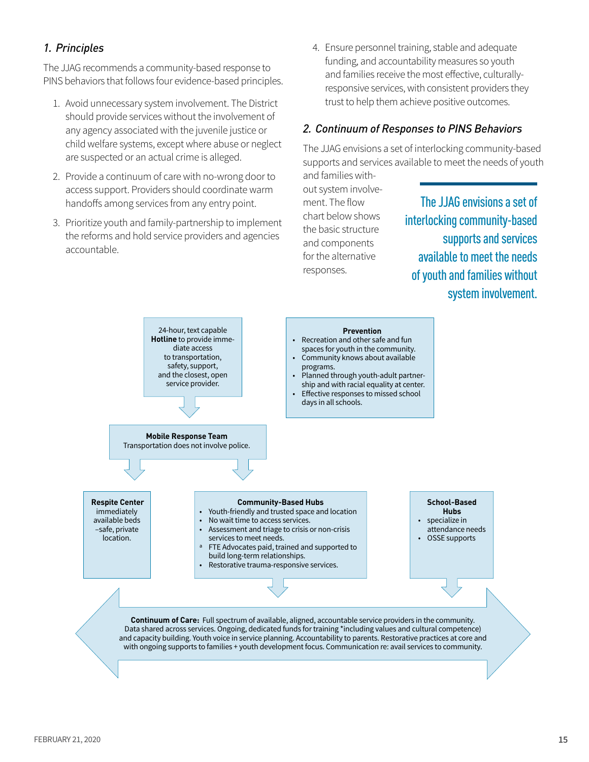### *1. Principles*

The JJAG recommends a community-based response to PINS behaviors that follows four evidence-based principles.

1. Avoid unnecessary system involvement. The District should provide services without the involvement of any agency associated with the juvenile justice or child welfare systems, except where abuse or neglect are suspected or an actual crime is alleged.
2. Provide a continuum of care with no-wrong door to access support. Providers should coordinate warm handoffs among services from any entry point.
3. Prioritize youth and family-partnership to implement the reforms and hold service providers and agencies accountable.
4. Ensure personnel training, stable and adequate funding, and accountability measures so youth and families receive the most effective, culturally-responsive services, with consistent providers they trust to help them achieve positive outcomes.

### *2. Continuum of Responses to PINS Behaviors*

The JJAG envisions a set of interlocking community-based supports and services available to meet the needs of youth and families without system involvement. The flow chart below shows the basic structure and components for the alternative responses.

> The JJAG envisions a set of interlocking community-based supports and services available to meet the needs of youth and families without system involvement.

24-hour, text capable **Hotline** to provide immediate access to transportation, safety, support, and the closest, open service provider.

**Prevention**
- Recreation and other safe and fun spaces for youth in the community.
- Community knows about available programs.
- Planned through youth-adult partnership and with racial equality at center.
- Effective responses to missed school days in all schools.

**Mobile Response Team**
Transportation does not involve police.

**Respite Center** immediately available beds –safe, private location.

**Community-Based Hubs**
- Youth-friendly and trusted space and location
- No wait time to access services.
- Assessment and triage to crisis or non-crisis services to meet needs.
- FTE Advocates paid, trained and supported to build long-term relationships.
- Restorative trauma-responsive services.

**School-Based Hubs**
- specialize in attendance needs
- OSSE supports

**Continuum of Care:** Full spectrum of available, aligned, accountable service providers in the community. Data shared across services. Ongoing, dedicated funds for training *including values and cultural competence) and capacity building. Youth voice in service planning. Accountability to parents. Restorative practices at core and with ongoing supports to families + youth development focus. Communication re: avail services to community.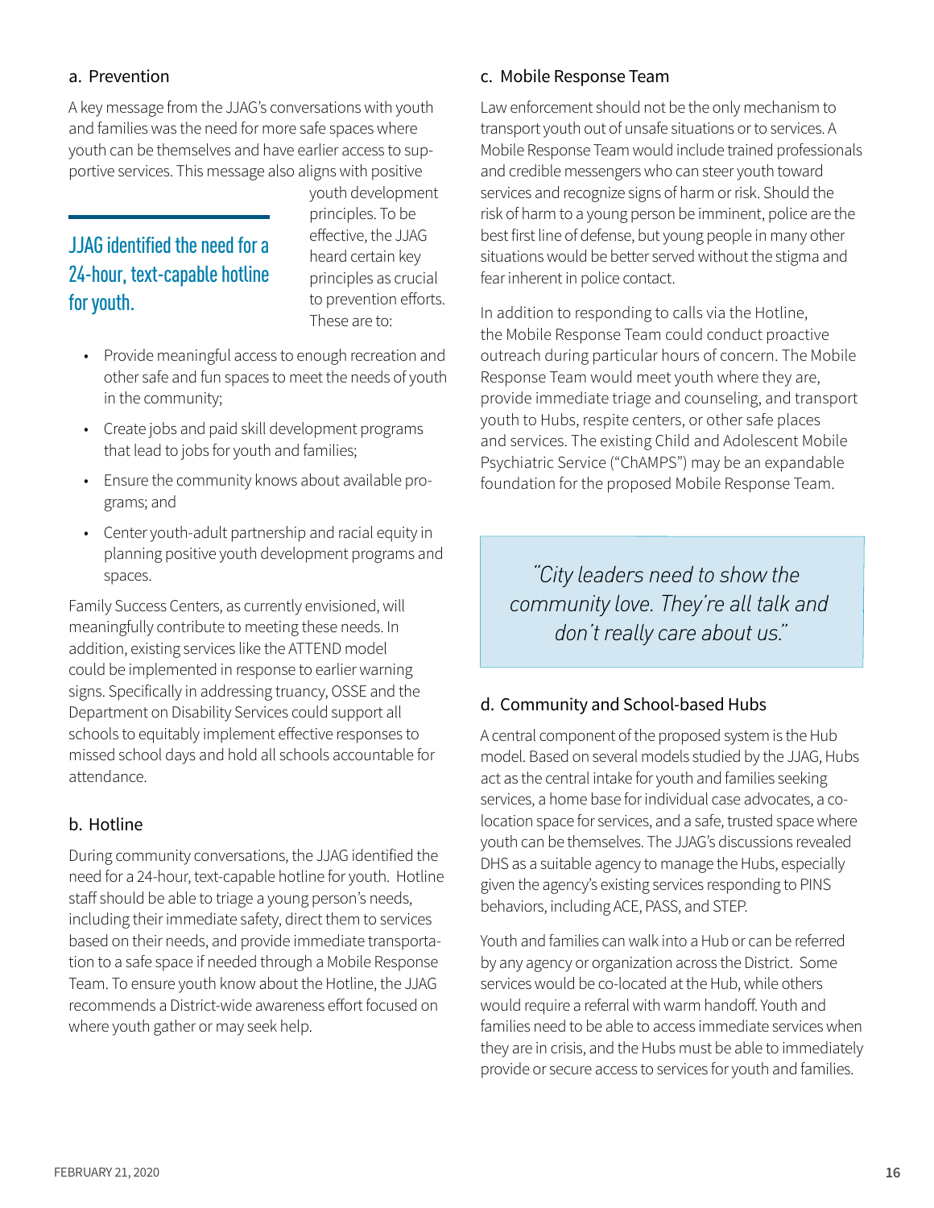### a. Prevention

A key message from the JJAG's conversations with youth and families was the need for more safe spaces where youth can be themselves and have earlier access to supportive services. This message also aligns with positive youth development principles. To be effective, the JJAG heard certain key principles as crucial to prevention efforts. These are to:

> **JJAG identified the need for a 24-hour, text-capable hotline for youth.**

- Provide meaningful access to enough recreation and other safe and fun spaces to meet the needs of youth in the community;
- Create jobs and paid skill development programs that lead to jobs for youth and families;
- Ensure the community knows about available programs; and
- Center youth-adult partnership and racial equity in planning positive youth development programs and spaces.

Family Success Centers, as currently envisioned, will meaningfully contribute to meeting these needs. In addition, existing services like the ATTEND model could be implemented in response to earlier warning signs. Specifically in addressing truancy, OSSE and the Department on Disability Services could support all schools to equitably implement effective responses to missed school days and hold all schools accountable for attendance.

### b. Hotline

During community conversations, the JJAG identified the need for a 24-hour, text-capable hotline for youth. Hotline staff should be able to triage a young person's needs, including their immediate safety, direct them to services based on their needs, and provide immediate transportation to a safe space if needed through a Mobile Response Team. To ensure youth know about the Hotline, the JJAG recommends a District-wide awareness effort focused on where youth gather or may seek help.

### c. Mobile Response Team

Law enforcement should not be the only mechanism to transport youth out of unsafe situations or to services. A Mobile Response Team would include trained professionals and credible messengers who can steer youth toward services and recognize signs of harm or risk. Should the risk of harm to a young person be imminent, police are the best first line of defense, but young people in many other situations would be better served without the stigma and fear inherent in police contact.

In addition to responding to calls via the Hotline, the Mobile Response Team could conduct proactive outreach during particular hours of concern. The Mobile Response Team would meet youth where they are, provide immediate triage and counseling, and transport youth to Hubs, respite centers, or other safe places and services. The existing Child and Adolescent Mobile Psychiatric Service ("ChAMPS") may be an expandable foundation for the proposed Mobile Response Team.

> *"City leaders need to show the community love. They're all talk and don't really care about us."*

### d. Community and School-based Hubs

A central component of the proposed system is the Hub model. Based on several models studied by the JJAG, Hubs act as the central intake for youth and families seeking services, a home base for individual case advocates, a co-location space for services, and a safe, trusted space where youth can be themselves. The JJAG's discussions revealed DHS as a suitable agency to manage the Hubs, especially given the agency's existing services responding to PINS behaviors, including ACE, PASS, and STEP.

Youth and families can walk into a Hub or can be referred by any agency or organization across the District. Some services would be co-located at the Hub, while others would require a referral with warm handoff. Youth and families need to be able to access immediate services when they are in crisis, and the Hubs must be able to immediately provide or secure access to services for youth and families.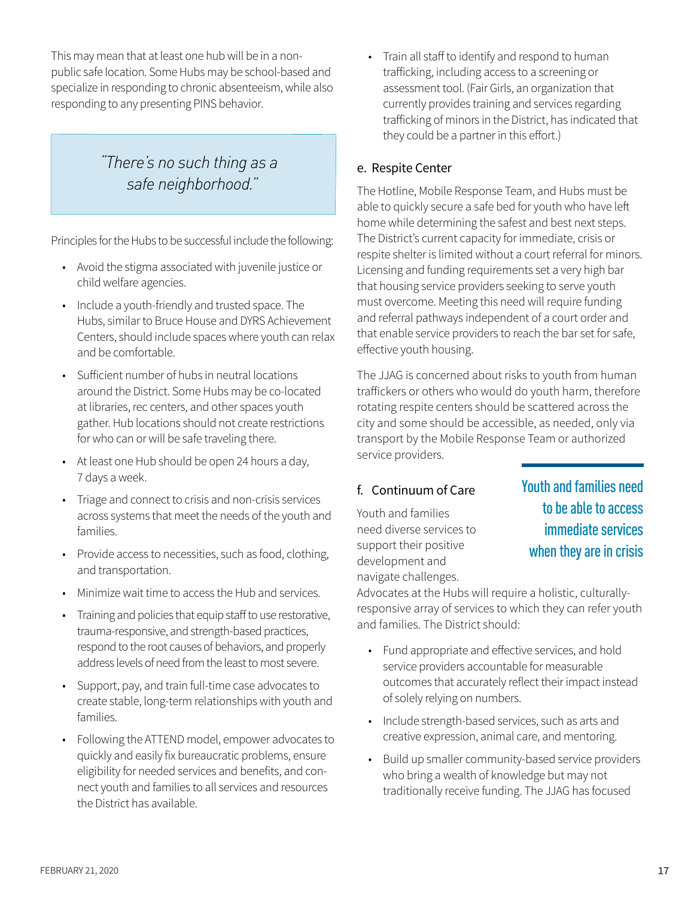This may mean that at least one hub will be in a non-public safe location. Some Hubs may be school-based and specialize in responding to chronic absenteeism, while also responding to any presenting PINS behavior.

> *"There's no such thing as a safe neighborhood."*

Principles for the Hubs to be successful include the following:

- Avoid the stigma associated with juvenile justice or child welfare agencies.
- Include a youth-friendly and trusted space. The Hubs, similar to Bruce House and DYRS Achievement Centers, should include spaces where youth can relax and be comfortable.
- Sufficient number of hubs in neutral locations around the District. Some Hubs may be co-located at libraries, rec centers, and other spaces youth gather. Hub locations should not create restrictions for who can or will be safe traveling there.
- At least one Hub should be open 24 hours a day, 7 days a week.
- Triage and connect to crisis and non-crisis services across systems that meet the needs of the youth and families.
- Provide access to necessities, such as food, clothing, and transportation.
- Minimize wait time to access the Hub and services.
- Training and policies that equip staff to use restorative, trauma-responsive, and strength-based practices, respond to the root causes of behaviors, and properly address levels of need from the least to most severe.
- Support, pay, and train full-time case advocates to create stable, long-term relationships with youth and families.
- Following the ATTEND model, empower advocates to quickly and easily fix bureaucratic problems, ensure eligibility for needed services and benefits, and connect youth and families to all services and resources the District has available.
- Train all staff to identify and respond to human trafficking, including access to a screening or assessment tool. (Fair Girls, an organization that currently provides training and services regarding trafficking of minors in the District, has indicated that they could be a partner in this effort.)

### e. Respite Center

The Hotline, Mobile Response Team, and Hubs must be able to quickly secure a safe bed for youth who have left home while determining the safest and best next steps. The District's current capacity for immediate, crisis or respite shelter is limited without a court referral for minors. Licensing and funding requirements set a very high bar that housing service providers seeking to serve youth must overcome. Meeting this need will require funding and referral pathways independent of a court order and that enable service providers to reach the bar set for safe, effective youth housing.

The JJAG is concerned about risks to youth from human traffickers or others who would do youth harm, therefore rotating respite centers should be scattered across the city and some should be accessible, as needed, only via transport by the Mobile Response Team or authorized service providers.

### f. Continuum of Care

> **Youth and families need to be able to access immediate services when they are in crisis**

Youth and families need diverse services to support their positive development and navigate challenges. Advocates at the Hubs will require a holistic, culturally-responsive array of services to which they can refer youth and families. The District should:

- Fund appropriate and effective services, and hold service providers accountable for measurable outcomes that accurately reflect their impact instead of solely relying on numbers.
- Include strength-based services, such as arts and creative expression, animal care, and mentoring.
- Build up smaller community-based service providers who bring a wealth of knowledge but may not traditionally receive funding. The JJAG has focused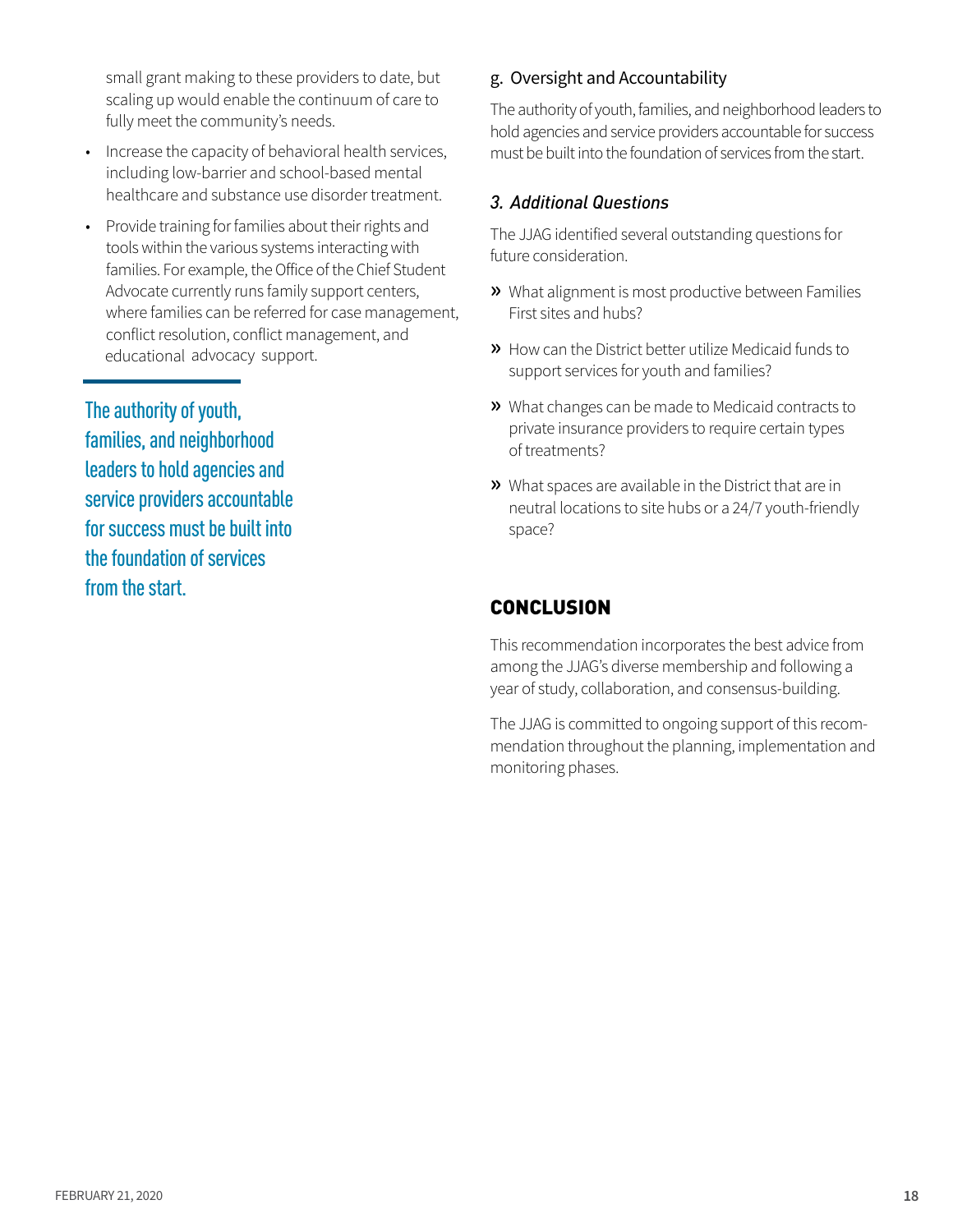small grant making to these providers to date, but scaling up would enable the continuum of care to fully meet the community's needs.

- Increase the capacity of behavioral health services, including low-barrier and school-based mental healthcare and substance use disorder treatment.
- Provide training for families about their rights and tools within the various systems interacting with families. For example, the Office of the Chief Student Advocate currently runs family support centers, where families can be referred for case management, conflict resolution, conflict management, and educational advocacy support.

The authority of youth, families, and neighborhood leaders to hold agencies and service providers accountable for success must be built into the foundation of services from the start.

g. Oversight and Accountability

The authority of youth, families, and neighborhood leaders to hold agencies and service providers accountable for success must be built into the foundation of services from the start.

### *3. Additional Questions*

The JJAG identified several outstanding questions for future consideration.

- » What alignment is most productive between Families First sites and hubs?
- » How can the District better utilize Medicaid funds to support services for youth and families?
- » What changes can be made to Medicaid contracts to private insurance providers to require certain types of treatments?
- » What spaces are available in the District that are in neutral locations to site hubs or a 24/7 youth-friendly space?

## CONCLUSION

This recommendation incorporates the best advice from among the JJAG's diverse membership and following a year of study, collaboration, and consensus-building.

The JJAG is committed to ongoing support of this recommendation throughout the planning, implementation and monitoring phases.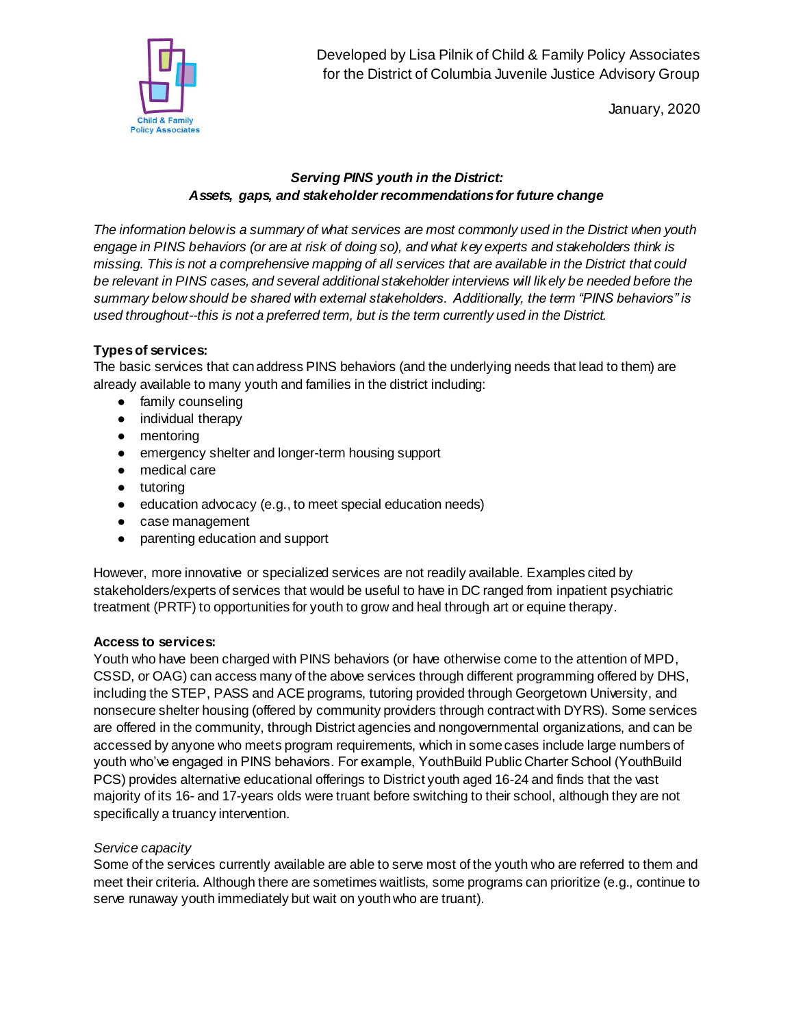Developed by Lisa Pilnik of Child & Family Policy Associates
for the District of Columbia Juvenile Justice Advisory Group

January, 2020

### *Serving PINS youth in the District: Assets, gaps, and stakeholder recommendations for future change*

*The information below is a summary of what services are most commonly used in the District when youth engage in PINS behaviors (or are at risk of doing so), and what key experts and stakeholders think is missing. This is not a comprehensive mapping of all services that are available in the District that could be relevant in PINS cases, and several additional stakeholder interviews will likely be needed before the summary below should be shared with external stakeholders. Additionally, the term "PINS behaviors" is used throughout--this is not a preferred term, but is the term currently used in the District.*

**Types of services:**

The basic services that can address PINS behaviors (and the underlying needs that lead to them) are already available to many youth and families in the district including:

- family counseling
- individual therapy
- mentoring
- emergency shelter and longer-term housing support
- medical care
- tutoring
- education advocacy (e.g., to meet special education needs)
- case management
- parenting education and support

However, more innovative or specialized services are not readily available. Examples cited by stakeholders/experts of services that would be useful to have in DC ranged from inpatient psychiatric treatment (PRTF) to opportunities for youth to grow and heal through art or equine therapy.

**Access to services:**

Youth who have been charged with PINS behaviors (or have otherwise come to the attention of MPD, CSSD, or OAG) can access many of the above services through different programming offered by DHS, including the STEP, PASS and ACE programs, tutoring provided through Georgetown University, and nonsecure shelter housing (offered by community providers through contract with DYRS). Some services are offered in the community, through District agencies and nongovernmental organizations, and can be accessed by anyone who meets program requirements, which in some cases include large numbers of youth who've engaged in PINS behaviors. For example, YouthBuild Public Charter School (YouthBuild PCS) provides alternative educational offerings to District youth aged 16-24 and finds that the vast majority of its 16- and 17-years olds were truant before switching to their school, although they are not specifically a truancy intervention.

*Service capacity*

Some of the services currently available are able to serve most of the youth who are referred to them and meet their criteria. Although there are sometimes waitlists, some programs can prioritize (e.g., continue to serve runaway youth immediately but wait on youth who are truant).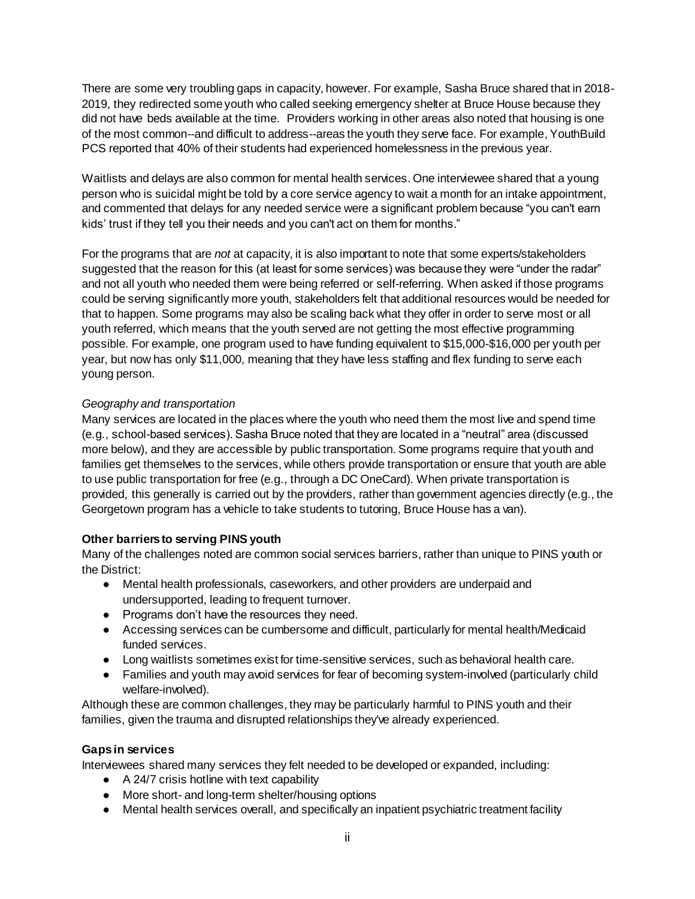There are some very troubling gaps in capacity, however. For example, Sasha Bruce shared that in 2018-2019, they redirected some youth who called seeking emergency shelter at Bruce House because they did not have beds available at the time. Providers working in other areas also noted that housing is one of the most common--and difficult to address--areas the youth they serve face. For example, YouthBuild PCS reported that 40% of their students had experienced homelessness in the previous year.

Waitlists and delays are also common for mental health services. One interviewee shared that a young person who is suicidal might be told by a core service agency to wait a month for an intake appointment, and commented that delays for any needed service were a significant problem because "you can't earn kids' trust if they tell you their needs and you can't act on them for months."

For the programs that are *not* at capacity, it is also important to note that some experts/stakeholders suggested that the reason for this (at least for some services) was because they were "under the radar" and not all youth who needed them were being referred or self-referring. When asked if those programs could be serving significantly more youth, stakeholders felt that additional resources would be needed for that to happen. Some programs may also be scaling back what they offer in order to serve most or all youth referred, which means that the youth served are not getting the most effective programming possible. For example, one program used to have funding equivalent to $15,000-$16,000 per youth per year, but now has only $11,000, meaning that they have less staffing and flex funding to serve each young person.

*Geography and transportation*

Many services are located in the places where the youth who need them the most live and spend time (e.g., school-based services). Sasha Bruce noted that they are located in a "neutral" area (discussed more below), and they are accessible by public transportation. Some programs require that youth and families get themselves to the services, while others provide transportation or ensure that youth are able to use public transportation for free (e.g., through a DC OneCard). When private transportation is provided, this generally is carried out by the providers, rather than government agencies directly (e.g., the Georgetown program has a vehicle to take students to tutoring, Bruce House has a van).

**Other barriers to serving PINS youth**

Many of the challenges noted are common social services barriers, rather than unique to PINS youth or the District:

- Mental health professionals, caseworkers, and other providers are underpaid and undersupported, leading to frequent turnover.
- Programs don't have the resources they need.
- Accessing services can be cumbersome and difficult, particularly for mental health/Medicaid funded services.
- Long waitlists sometimes exist for time-sensitive services, such as behavioral health care.
- Families and youth may avoid services for fear of becoming system-involved (particularly child welfare-involved).

Although these are common challenges, they may be particularly harmful to PINS youth and their families, given the trauma and disrupted relationships they've already experienced.

**Gaps in services**

Interviewees shared many services they felt needed to be developed or expanded, including:

- A 24/7 crisis hotline with text capability
- More short- and long-term shelter/housing options
- Mental health services overall, and specifically an inpatient psychiatric treatment facility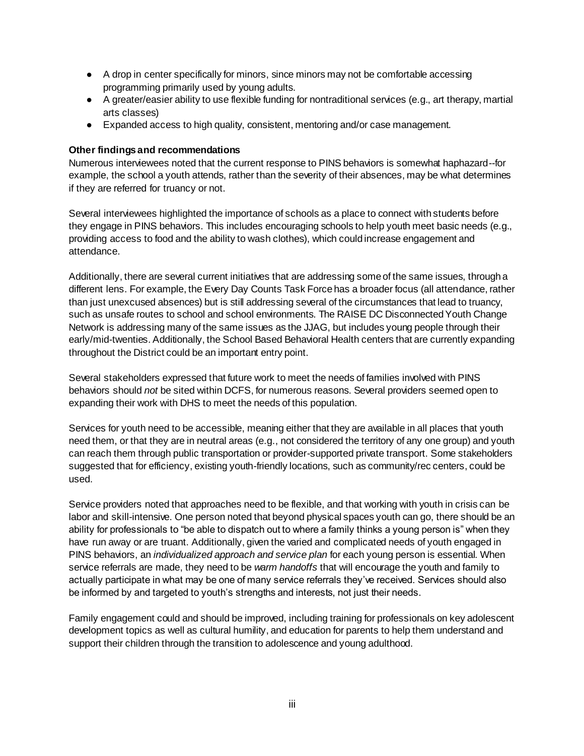- A drop in center specifically for minors, since minors may not be comfortable accessing programming primarily used by young adults.
- A greater/easier ability to use flexible funding for nontraditional services (e.g., art therapy, martial arts classes)
- Expanded access to high quality, consistent, mentoring and/or case management.

**Other findings and recommendations**

Numerous interviewees noted that the current response to PINS behaviors is somewhat haphazard--for example, the school a youth attends, rather than the severity of their absences, may be what determines if they are referred for truancy or not.

Several interviewees highlighted the importance of schools as a place to connect with students before they engage in PINS behaviors. This includes encouraging schools to help youth meet basic needs (e.g., providing access to food and the ability to wash clothes), which could increase engagement and attendance.

Additionally, there are several current initiatives that are addressing some of the same issues, through a different lens. For example, the Every Day Counts Task Force has a broader focus (all attendance, rather than just unexcused absences) but is still addressing several of the circumstances that lead to truancy, such as unsafe routes to school and school environments. The RAISE DC Disconnected Youth Change Network is addressing many of the same issues as the JJAG, but includes young people through their early/mid-twenties. Additionally, the School Based Behavioral Health centers that are currently expanding throughout the District could be an important entry point.

Several stakeholders expressed that future work to meet the needs of families involved with PINS behaviors should *not* be sited within DCFS, for numerous reasons. Several providers seemed open to expanding their work with DHS to meet the needs of this population.

Services for youth need to be accessible, meaning either that they are available in all places that youth need them, or that they are in neutral areas (e.g., not considered the territory of any one group) and youth can reach them through public transportation or provider-supported private transport. Some stakeholders suggested that for efficiency, existing youth-friendly locations, such as community/rec centers, could be used.

Service providers noted that approaches need to be flexible, and that working with youth in crisis can be labor and skill-intensive. One person noted that beyond physical spaces youth can go, there should be an ability for professionals to "be able to dispatch out to where a family thinks a young person is" when they have run away or are truant. Additionally, given the varied and complicated needs of youth engaged in PINS behaviors, an *individualized approach and service plan* for each young person is essential. When service referrals are made, they need to be *warm handoffs* that will encourage the youth and family to actually participate in what may be one of many service referrals they've received. Services should also be informed by and targeted to youth's strengths and interests, not just their needs.

Family engagement could and should be improved, including training for professionals on key adolescent development topics as well as cultural humility, and education for parents to help them understand and support their children through the transition to adolescence and young adulthood.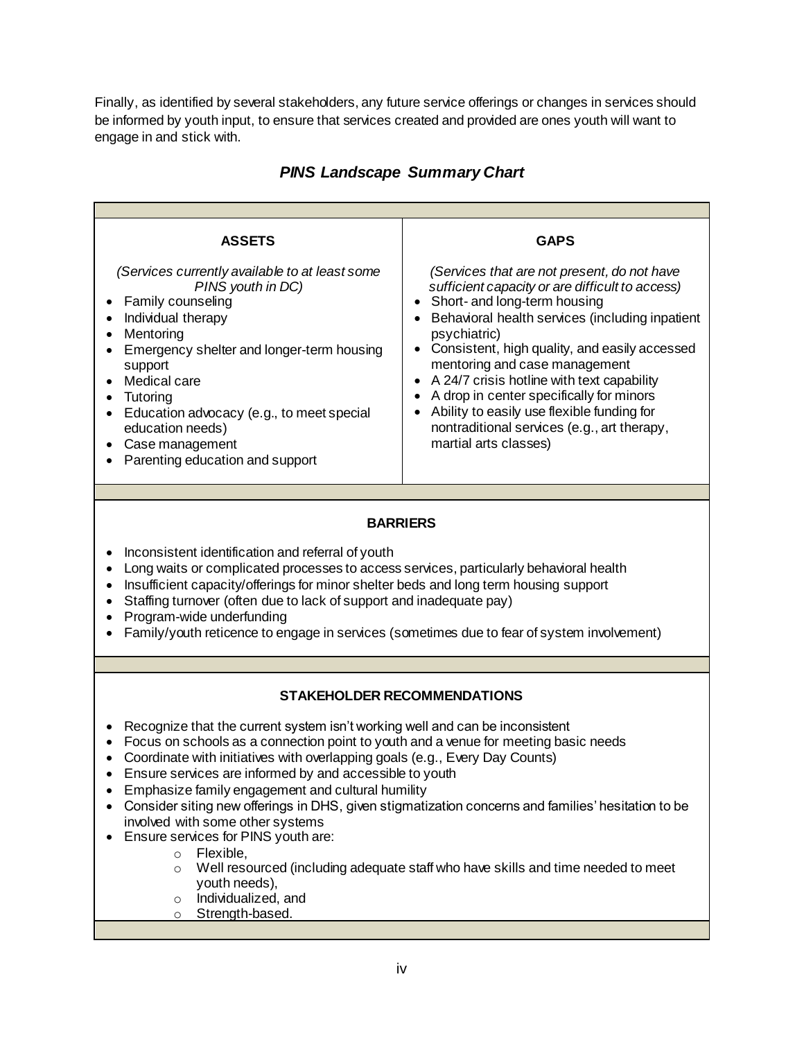Finally, as identified by several stakeholders, any future service offerings or changes in services should be informed by youth input, to ensure that services created and provided are ones youth will want to engage in and stick with.

## *PINS Landscape Summary Chart*

| ASSETS | GAPS |
|---|---|
| *(Services currently available to at least some PINS youth in DC)*<br>• Family counseling<br>• Individual therapy<br>• Mentoring<br>• Emergency shelter and longer-term housing support<br>• Medical care<br>• Tutoring<br>• Education advocacy (e.g., to meet special education needs)<br>• Case management<br>• Parenting education and support | *(Services that are not present, do not have sufficient capacity or are difficult to access)*<br>• Short- and long-term housing<br>• Behavioral health services (including inpatient psychiatric)<br>• Consistent, high quality, and easily accessed mentoring and case management<br>• A 24/7 crisis hotline with text capability<br>• A drop in center specifically for minors<br>• Ability to easily use flexible funding for nontraditional services (e.g., art therapy, martial arts classes) |

**BARRIERS**

- Inconsistent identification and referral of youth
- Long waits or complicated processes to access services, particularly behavioral health
- Insufficient capacity/offerings for minor shelter beds and long term housing support
- Staffing turnover (often due to lack of support and inadequate pay)
- Program-wide underfunding
- Family/youth reticence to engage in services (sometimes due to fear of system involvement)

**STAKEHOLDER RECOMMENDATIONS**

- Recognize that the current system isn't working well and can be inconsistent
- Focus on schools as a connection point to youth and a venue for meeting basic needs
- Coordinate with initiatives with overlapping goals (e.g., Every Day Counts)
- Ensure services are informed by and accessible to youth
- Emphasize family engagement and cultural humility
- Consider siting new offerings in DHS, given stigmatization concerns and families' hesitation to be involved with some other systems
- Ensure services for PINS youth are:
  - Flexible,
  - Well resourced (including adequate staff who have skills and time needed to meet youth needs),
  - Individualized, and
  - Strength-based.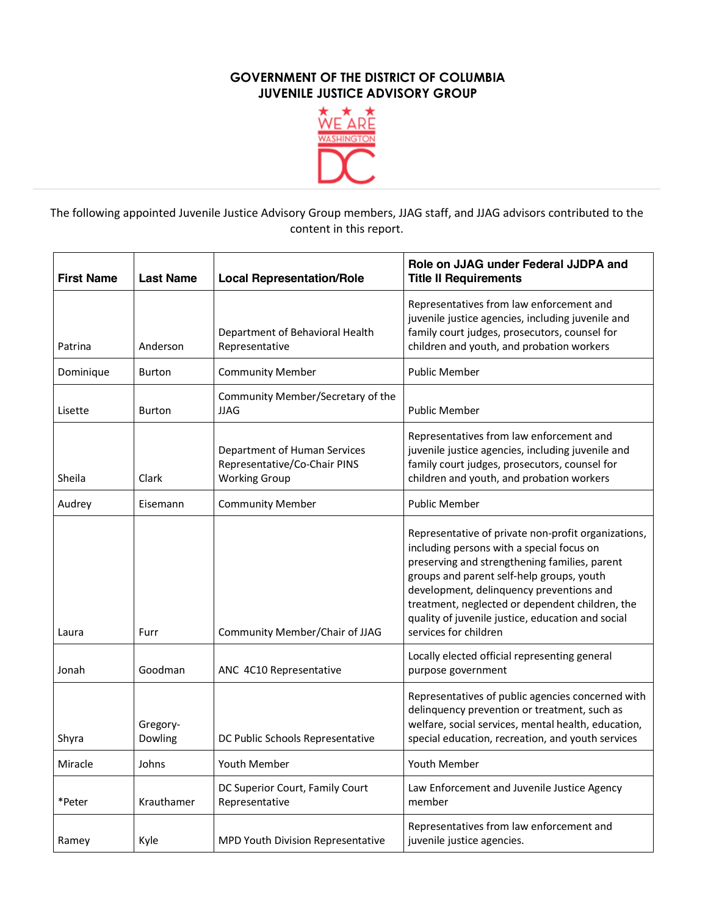**GOVERNMENT OF THE DISTRICT OF COLUMBIA**
**JUVENILE JUSTICE ADVISORY GROUP**

The following appointed Juvenile Justice Advisory Group members, JJAG staff, and JJAG advisors contributed to the content in this report.

| First Name | Last Name | Local Representation/Role | Role on JJAG under Federal JJDPA and Title II Requirements |
|---|---|---|---|
| Patrina | Anderson | Department of Behavioral Health Representative | Representatives from law enforcement and juvenile justice agencies, including juvenile and family court judges, prosecutors, counsel for children and youth, and probation workers |
| Dominique | Burton | Community Member | Public Member |
| Lisette | Burton | Community Member/Secretary of the JJAG | Public Member |
| Sheila | Clark | Department of Human Services Representative/Co-Chair PINS Working Group | Representatives from law enforcement and juvenile justice agencies, including juvenile and family court judges, prosecutors, counsel for children and youth, and probation workers |
| Audrey | Eisemann | Community Member | Public Member |
| Laura | Furr | Community Member/Chair of JJAG | Representative of private non-profit organizations, including persons with a special focus on preserving and strengthening families, parent groups and parent self-help groups, youth development, delinquency preventions and treatment, neglected or dependent children, the quality of juvenile justice, education and social services for children |
| Jonah | Goodman | ANC 4C10 Representative | Locally elected official representing general purpose government |
| Shyra | Gregory-Dowling | DC Public Schools Representative | Representatives of public agencies concerned with delinquency prevention or treatment, such as welfare, social services, mental health, education, special education, recreation, and youth services |
| Miracle | Johns | Youth Member | Youth Member |
| *Peter | Krauthamer | DC Superior Court, Family Court Representative | Law Enforcement and Juvenile Justice Agency member |
| Ramey | Kyle | MPD Youth Division Representative | Representatives from law enforcement and juvenile justice agencies. |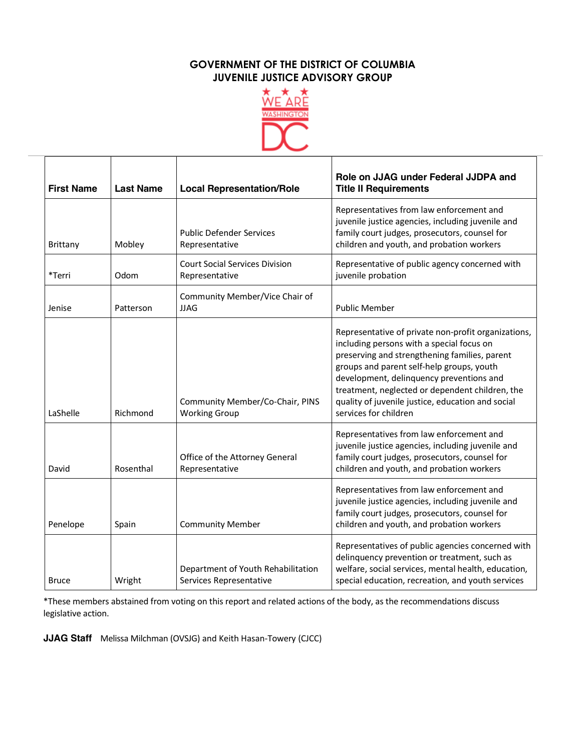**GOVERNMENT OF THE DISTRICT OF COLUMBIA**
**JUVENILE JUSTICE ADVISORY GROUP**

| First Name | Last Name | Local Representation/Role | Role on JJAG under Federal JJDPA and Title II Requirements |
|---|---|---|---|
| Brittany | Mobley | Public Defender Services Representative | Representatives from law enforcement and juvenile justice agencies, including juvenile and family court judges, prosecutors, counsel for children and youth, and probation workers |
| *Terri | Odom | Court Social Services Division Representative | Representative of public agency concerned with juvenile probation |
| Jenise | Patterson | Community Member/Vice Chair of JJAG | Public Member |
| LaShelle | Richmond | Community Member/Co-Chair, PINS Working Group | Representative of private non-profit organizations, including persons with a special focus on preserving and strengthening families, parent groups and parent self-help groups, youth development, delinquency preventions and treatment, neglected or dependent children, the quality of juvenile justice, education and social services for children |
| David | Rosenthal | Office of the Attorney General Representative | Representatives from law enforcement and juvenile justice agencies, including juvenile and family court judges, prosecutors, counsel for children and youth, and probation workers |
| Penelope | Spain | Community Member | Representatives from law enforcement and juvenile justice agencies, including juvenile and family court judges, prosecutors, counsel for children and youth, and probation workers |
| Bruce | Wright | Department of Youth Rehabilitation Services Representative | Representatives of public agencies concerned with delinquency prevention or treatment, such as welfare, social services, mental health, education, special education, recreation, and youth services |

*These members abstained from voting on this report and related actions of the body, as the recommendations discuss legislative action.

**JJAG Staff** Melissa Milchman (OVSJG) and Keith Hasan-Towery (CJCC)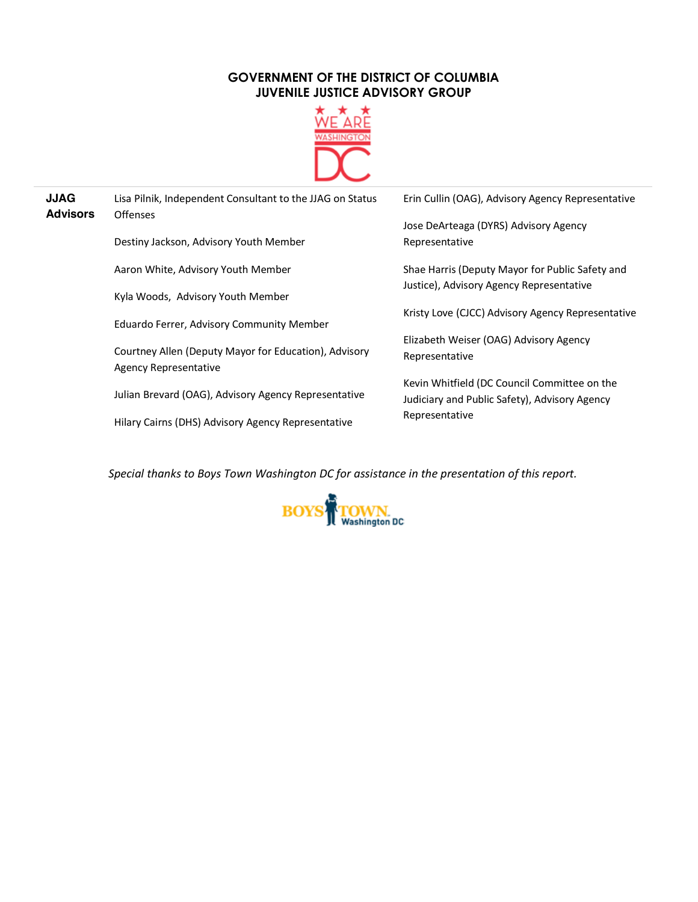**GOVERNMENT OF THE DISTRICT OF COLUMBIA**
**JUVENILE JUSTICE ADVISORY GROUP**

**JJAG Advisors**

Lisa Pilnik, Independent Consultant to the JJAG on Status Offenses

Destiny Jackson, Advisory Youth Member

Aaron White, Advisory Youth Member

Kyla Woods, Advisory Youth Member

Eduardo Ferrer, Advisory Community Member

Courtney Allen (Deputy Mayor for Education), Advisory Agency Representative

Julian Brevard (OAG), Advisory Agency Representative

Hilary Cairns (DHS) Advisory Agency Representative

Erin Cullin (OAG), Advisory Agency Representative

Jose DeArteaga (DYRS) Advisory Agency Representative

Shae Harris (Deputy Mayor for Public Safety and Justice), Advisory Agency Representative

Kristy Love (CJCC) Advisory Agency Representative

Elizabeth Weiser (OAG) Advisory Agency Representative

Kevin Whitfield (DC Council Committee on the Judiciary and Public Safety), Advisory Agency Representative

*Special thanks to Boys Town Washington DC for assistance in the presentation of this report.*